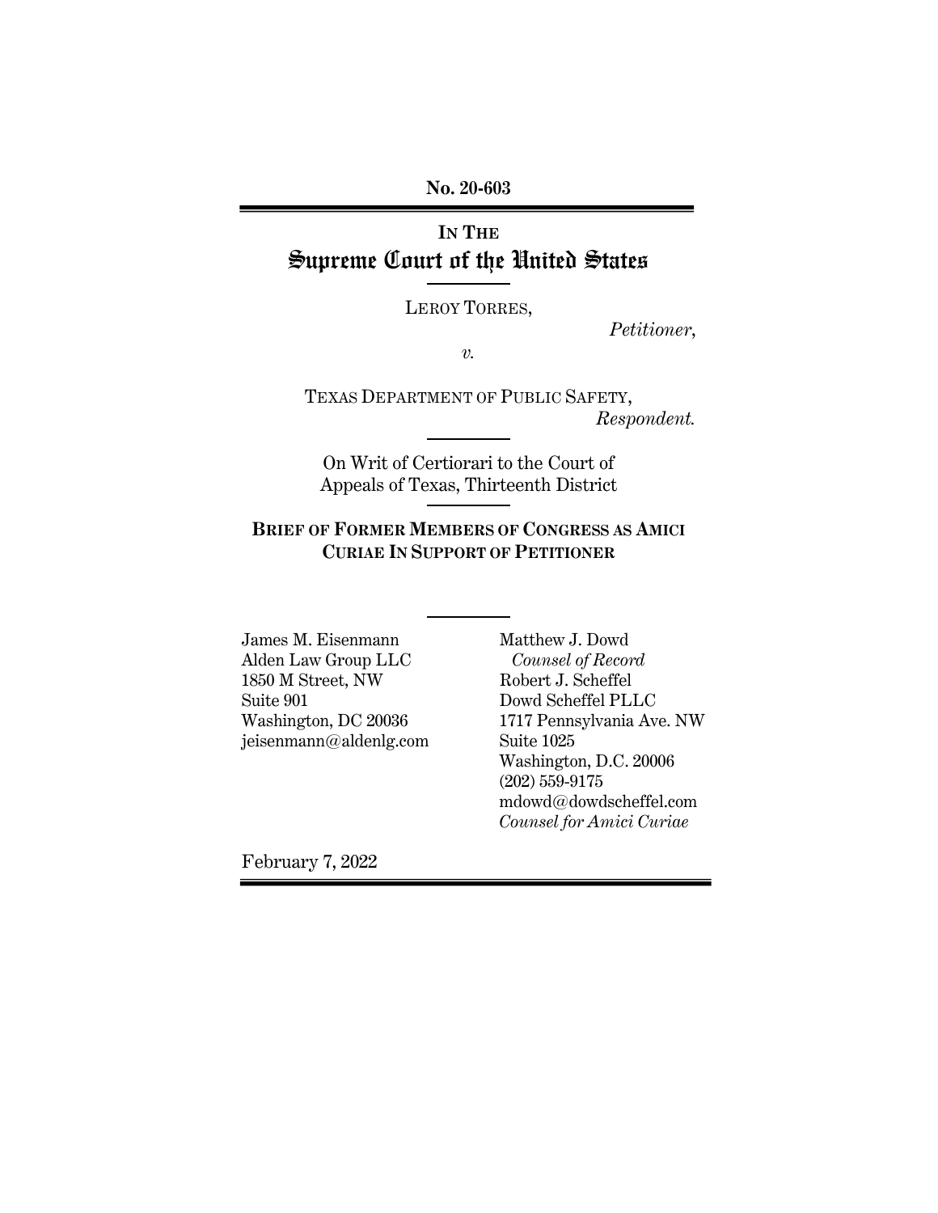**No. 20-603**

---

**IN THE**
# Supreme Court of the United States

---

LEROY TORRES,

*Petitioner*,

*v.*

TEXAS DEPARTMENT OF PUBLIC SAFETY,

*Respondent.*

---

On Writ of Certiorari to the Court of Appeals of Texas, Thirteenth District

---

**BRIEF OF FORMER MEMBERS OF CONGRESS AS AMICI CURIAE IN SUPPORT OF PETITIONER**

---

James M. Eisenmann
Alden Law Group LLC
1850 M Street, NW
Suite 901
Washington, DC 20036
jeisenmann@aldenlg.com

Matthew J. Dowd
*Counsel of Record*
Robert J. Scheffel
Dowd Scheffel PLLC
1717 Pennsylvania Ave. NW
Suite 1025
Washington, D.C. 20006
(202) 559-9175
mdowd@dowdscheffel.com
*Counsel for Amici Curiae*

February 7, 2022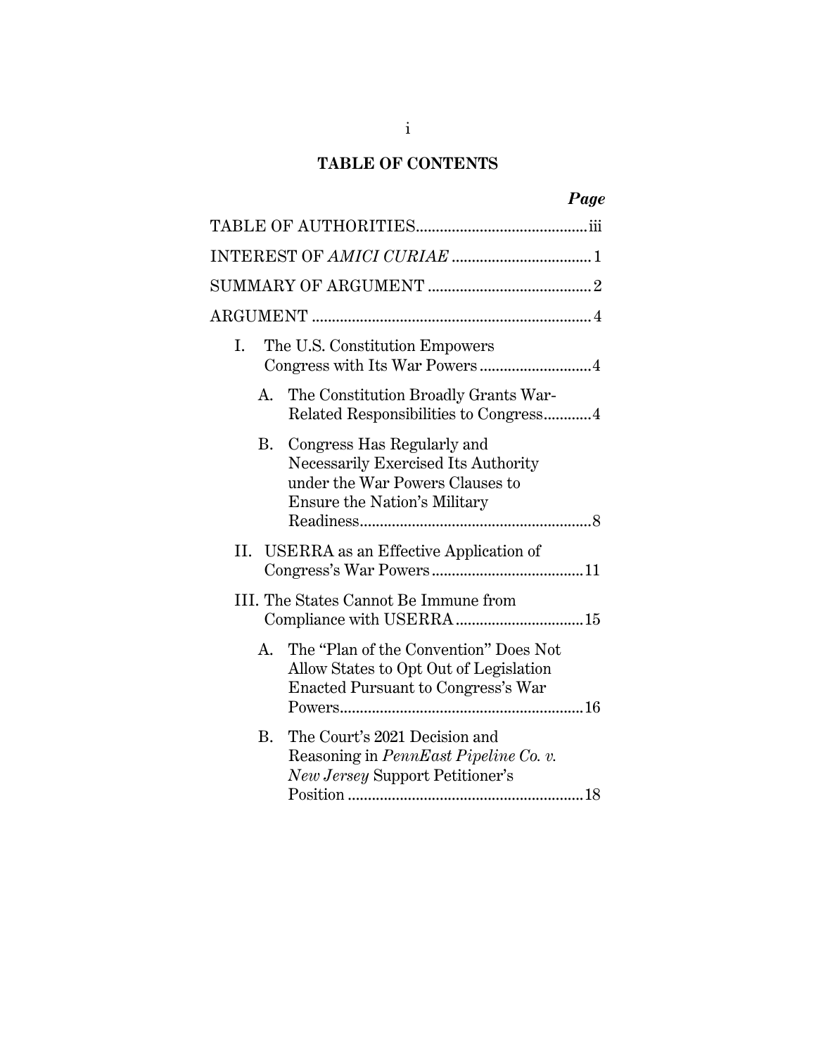# TABLE OF CONTENTS

*Page*

TABLE OF AUTHORITIES .......... iii

INTEREST OF *AMICI CURIAE* .......... 1

SUMMARY OF ARGUMENT .......... 2

ARGUMENT .......... 4

I. The U.S. Constitution Empowers Congress with Its War Powers .......... 4

 A. The Constitution Broadly Grants War-Related Responsibilities to Congress .......... 4

 B. Congress Has Regularly and Necessarily Exercised Its Authority under the War Powers Clauses to Ensure the Nation's Military Readiness .......... 8

II. USERRA as an Effective Application of Congress's War Powers .......... 11

III. The States Cannot Be Immune from Compliance with USERRA .......... 15

 A. The "Plan of the Convention" Does Not Allow States to Opt Out of Legislation Enacted Pursuant to Congress's War Powers .......... 16

 B. The Court's 2021 Decision and Reasoning in *PennEast Pipeline Co. v. New Jersey* Support Petitioner's Position .......... 18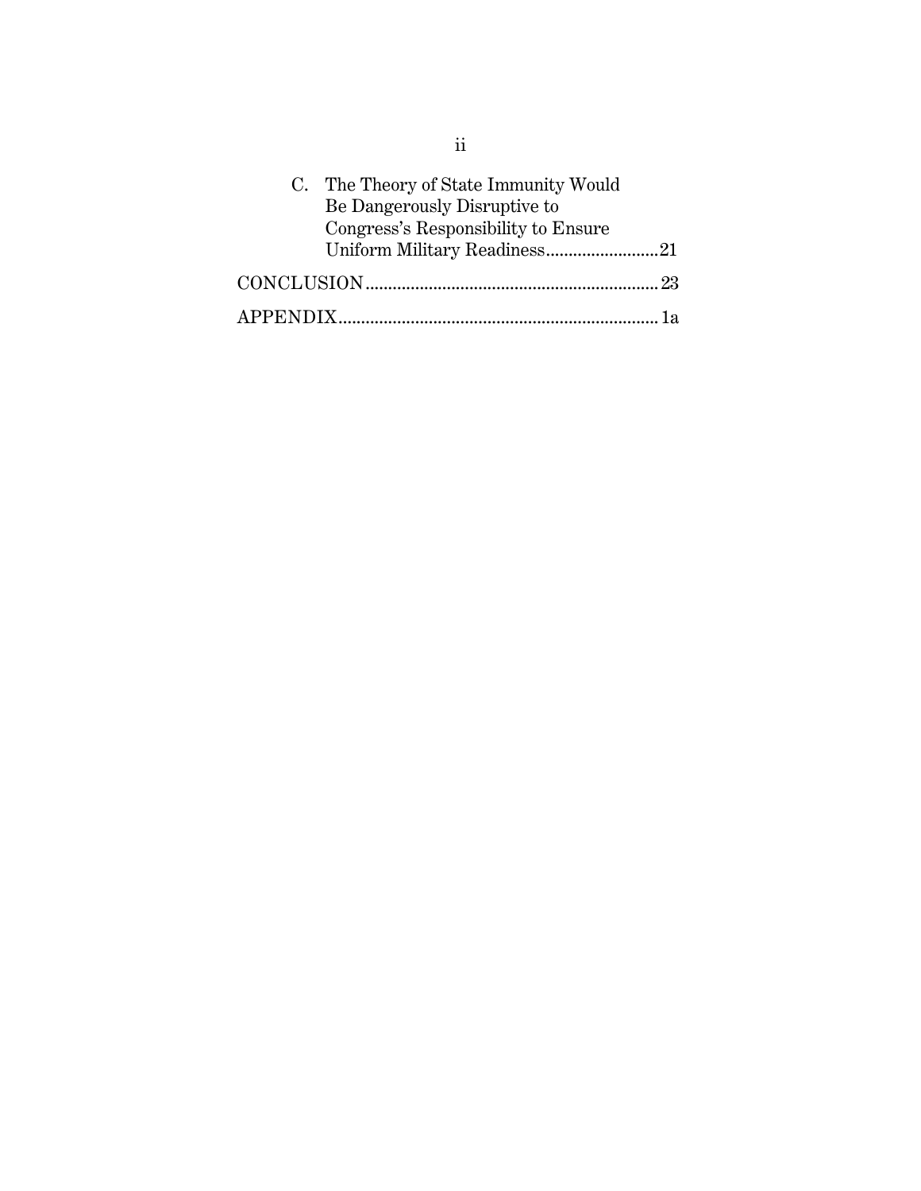C. The Theory of State Immunity Would Be Dangerously Disruptive to Congress's Responsibility to Ensure Uniform Military Readiness.........................21

CONCLUSION.................................................................23

APPENDIX.......................................................................1a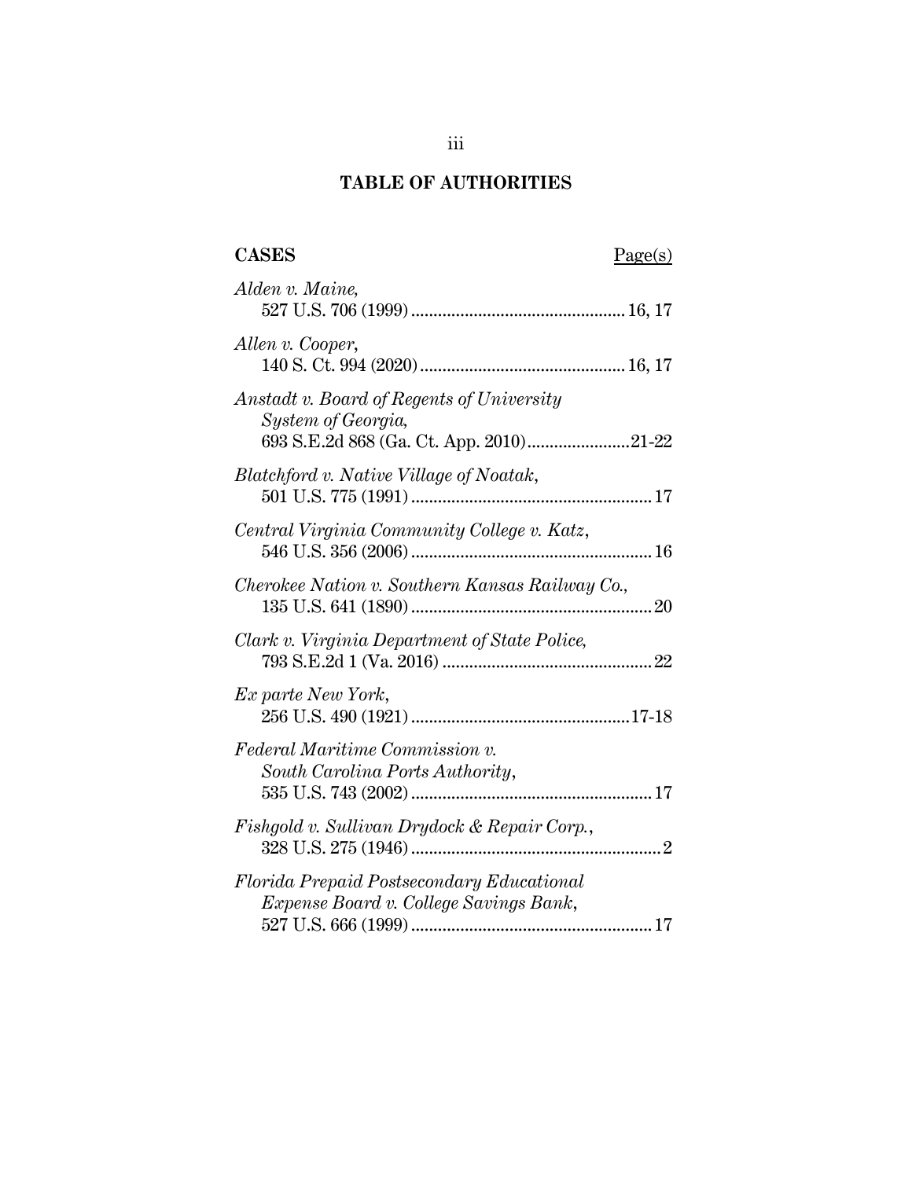# TABLE OF AUTHORITIES

**CASES** Page(s)

*Alden v. Maine*,
527 U.S. 706 (1999) ............................................... 16, 17

*Allen v. Cooper*,
140 S. Ct. 994 (2020) ............................................. 16, 17

*Anstadt v. Board of Regents of University System of Georgia*,
693 S.E.2d 868 (Ga. Ct. App. 2010) ....................... 21-22

*Blatchford v. Native Village of Noatak*,
501 U.S. 775 (1991) ..................................................... 17

*Central Virginia Community College v. Katz*,
546 U.S. 356 (2006) ..................................................... 16

*Cherokee Nation v. Southern Kansas Railway Co.*,
135 U.S. 641 (1890) ..................................................... 20

*Clark v. Virginia Department of State Police*,
793 S.E.2d 1 (Va. 2016) .............................................. 22

*Ex parte New York*,
256 U.S. 490 (1921) ................................................ 17-18

*Federal Maritime Commission v. South Carolina Ports Authority*,
535 U.S. 743 (2002) ..................................................... 17

*Fishgold v. Sullivan Drydock & Repair Corp.*,
328 U.S. 275 (1946) ....................................................... 2

*Florida Prepaid Postsecondary Educational Expense Board v. College Savings Bank*,
527 U.S. 666 (1999) ..................................................... 17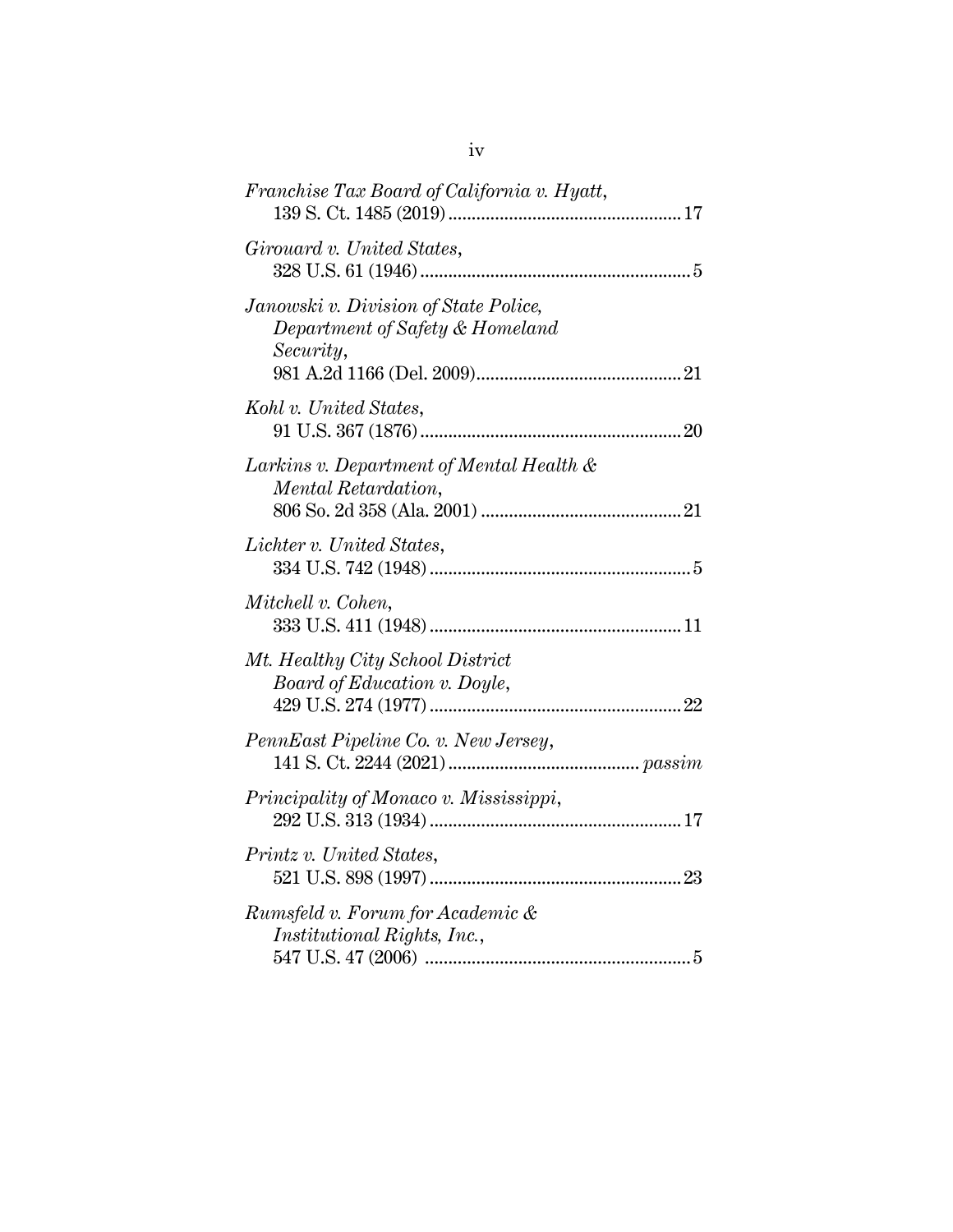*Franchise Tax Board of California v. Hyatt*,
139 S. Ct. 1485 (2019) .................................................. 17

*Girouard v. United States*,
328 U.S. 61 (1946) .......................................................... 5

*Janowski v. Division of State Police, Department of Safety & Homeland Security*,
981 A.2d 1166 (Del. 2009) ............................................ 21

*Kohl v. United States*,
91 U.S. 367 (1876) ........................................................ 20

*Larkins v. Department of Mental Health & Mental Retardation*,
806 So. 2d 358 (Ala. 2001) ........................................... 21

*Lichter v. United States*,
334 U.S. 742 (1948) ........................................................ 5

*Mitchell v. Cohen*,
333 U.S. 411 (1948) ...................................................... 11

*Mt. Healthy City School District Board of Education v. Doyle*,
429 U.S. 274 (1977) ...................................................... 22

*PennEast Pipeline Co. v. New Jersey*,
141 S. Ct. 2244 (2021) ......................................... *passim*

*Principality of Monaco v. Mississippi*,
292 U.S. 313 (1934) ...................................................... 17

*Printz v. United States*,
521 U.S. 898 (1997) ...................................................... 23

*Rumsfeld v. Forum for Academic & Institutional Rights, Inc.*,
547 U.S. 47 (2006) ......................................................... 5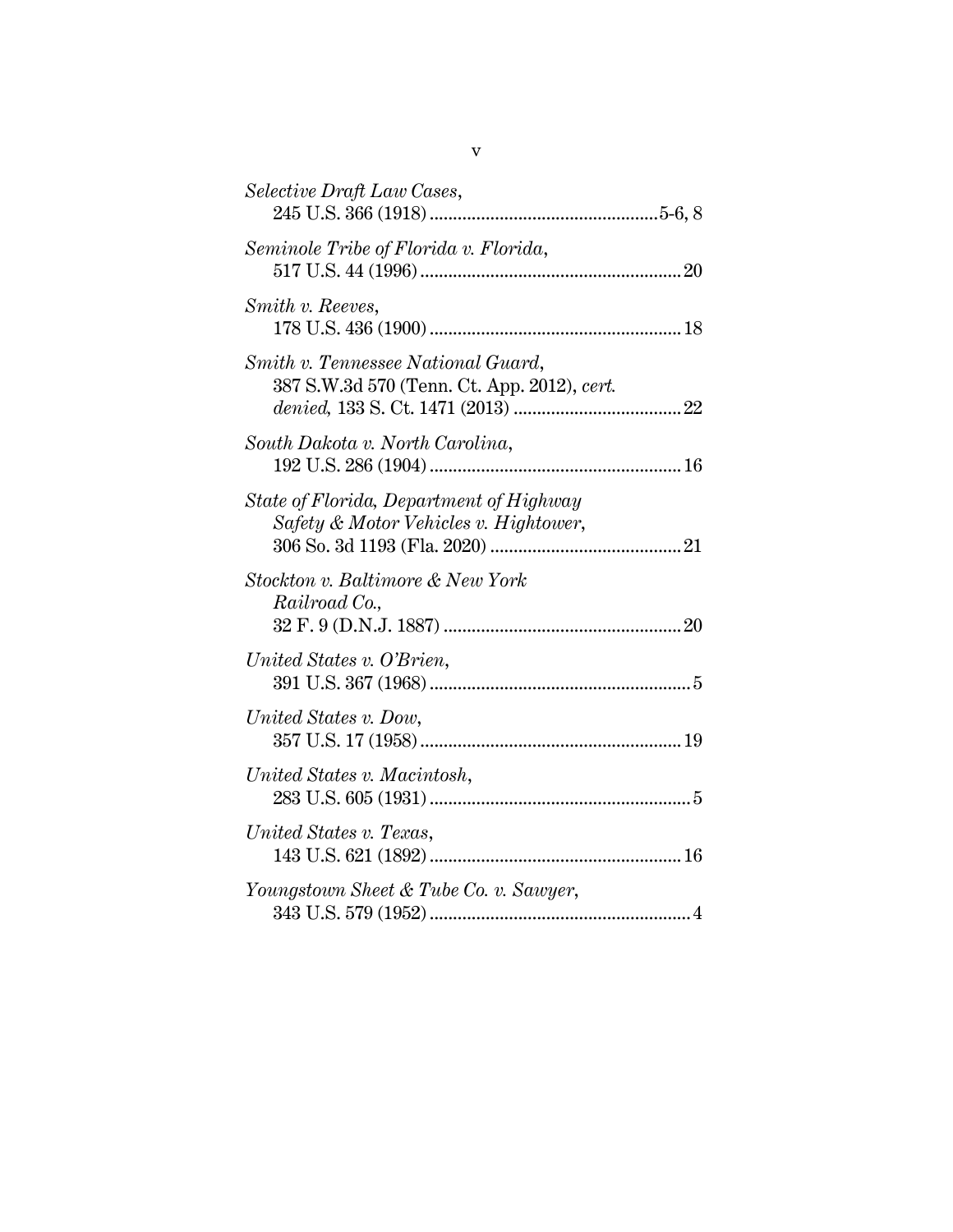*Selective Draft Law Cases*,
245 U.S. 366 (1918) ................................................5-6, 8

*Seminole Tribe of Florida v. Florida*,
517 U.S. 44 (1996) ........................................................20

*Smith v. Reeves*,
178 U.S. 436 (1900) ......................................................18

*Smith v. Tennessee National Guard*,
387 S.W.3d 570 (Tenn. Ct. App. 2012), *cert. denied*, 133 S. Ct. 1471 (2013) ....................................22

*South Dakota v. North Carolina*,
192 U.S. 286 (1904) ......................................................16

*State of Florida, Department of Highway Safety & Motor Vehicles v. Hightower*,
306 So. 3d 1193 (Fla. 2020) .........................................21

*Stockton v. Baltimore & New York Railroad Co.*,
32 F. 9 (D.N.J. 1887) ...................................................20

*United States v. O'Brien*,
391 U.S. 367 (1968) ........................................................5

*United States v. Dow*,
357 U.S. 17 (1958) ........................................................19

*United States v. Macintosh*,
283 U.S. 605 (1931) ........................................................5

*United States v. Texas*,
143 U.S. 621 (1892) ......................................................16

*Youngstown Sheet & Tube Co. v. Sawyer*,
343 U.S. 579 (1952) ........................................................4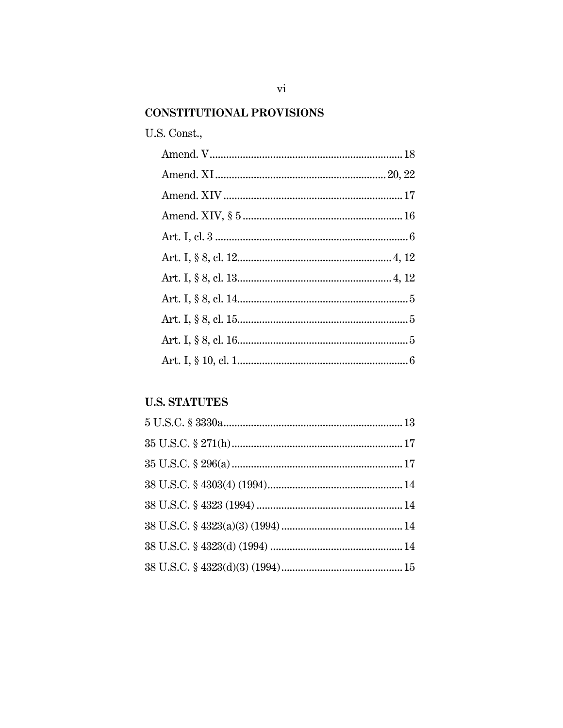## CONSTITUTIONAL PROVISIONS

U.S. Const.,

Amend. V ........................................................................ 18

Amend. XI ........................................................... 20, 22

Amend. XIV ...................................................................... 17

Amend. XIV, § 5 ................................................................ 16

Art. I, cl. 3 ......................................................................... 6

Art. I, § 8, cl. 12 ............................................................ 4, 12

Art. I, § 8, cl. 13 ............................................................ 4, 12

Art. I, § 8, cl. 14 ................................................................. 5

Art. I, § 8, cl. 15 ................................................................. 5

Art. I, § 8, cl. 16 ................................................................. 5

Art. I, § 10, cl. 1 ................................................................. 6

## U.S. STATUTES

5 U.S.C. § 3330a ............................................................... 13

35 U.S.C. § 271(h) ............................................................. 17

35 U.S.C. § 296(a) ............................................................. 17

38 U.S.C. § 4303(4) (1994) ................................................ 14

38 U.S.C. § 4323 (1994) .................................................... 14

38 U.S.C. § 4323(a)(3) (1994) ........................................... 14

38 U.S.C. § 4323(d) (1994) ............................................... 14

38 U.S.C. § 4323(d)(3) (1994) ........................................... 15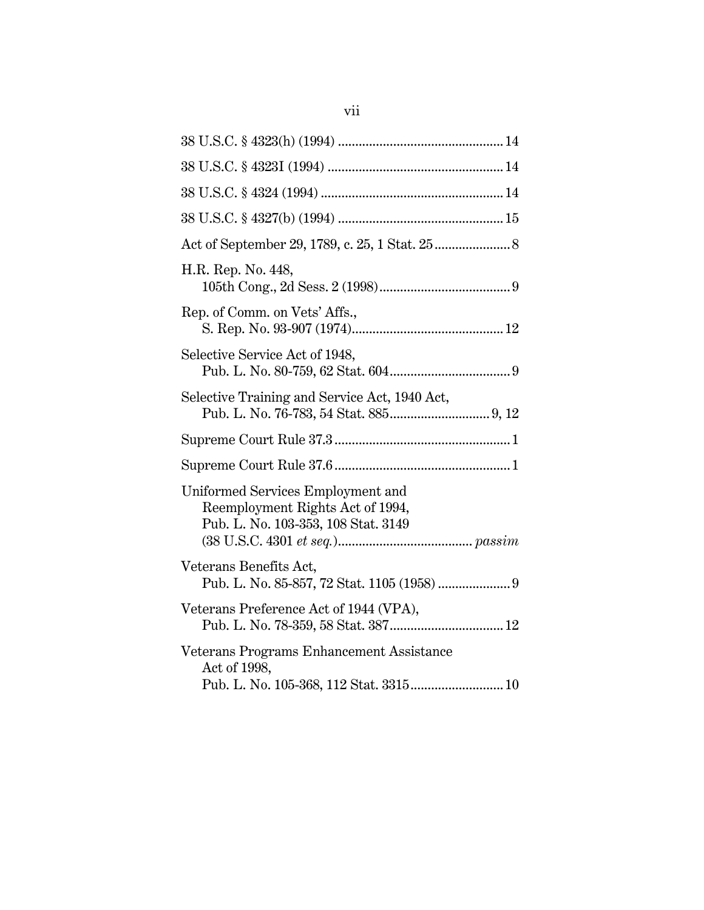38 U.S.C. § 4323(h) (1994) ................................................ 14

38 U.S.C. § 4323I (1994) .................................................. 14

38 U.S.C. § 4324 (1994) .................................................... 14

38 U.S.C. § 4327(b) (1994) ................................................ 15

Act of September 29, 1789, c. 25, 1 Stat. 25 ..................... 8

H.R. Rep. No. 448,
  105th Cong., 2d Sess. 2 (1998) ..................................... 9

Rep. of Comm. on Vets' Affs.,
  S. Rep. No. 93-907 (1974) ............................................ 12

Selective Service Act of 1948,
  Pub. L. No. 80-759, 62 Stat. 604 .................................. 9

Selective Training and Service Act, 1940 Act,
  Pub. L. No. 76-783, 54 Stat. 885 ............................ 9, 12

Supreme Court Rule 37.3 .................................................. 1

Supreme Court Rule 37.6 .................................................. 1

Uniformed Services Employment and
  Reemployment Rights Act of 1994,
  Pub. L. No. 103-353, 108 Stat. 3149
  (38 U.S.C. 4301 *et seq.*) ...................................... *passim*

Veterans Benefits Act,
  Pub. L. No. 85-857, 72 Stat. 1105 (1958) .................... 9

Veterans Preference Act of 1944 (VPA),
  Pub. L. No. 78-359, 58 Stat. 387 ................................ 12

Veterans Programs Enhancement Assistance
  Act of 1998,
  Pub. L. No. 105-368, 112 Stat. 3315 .......................... 10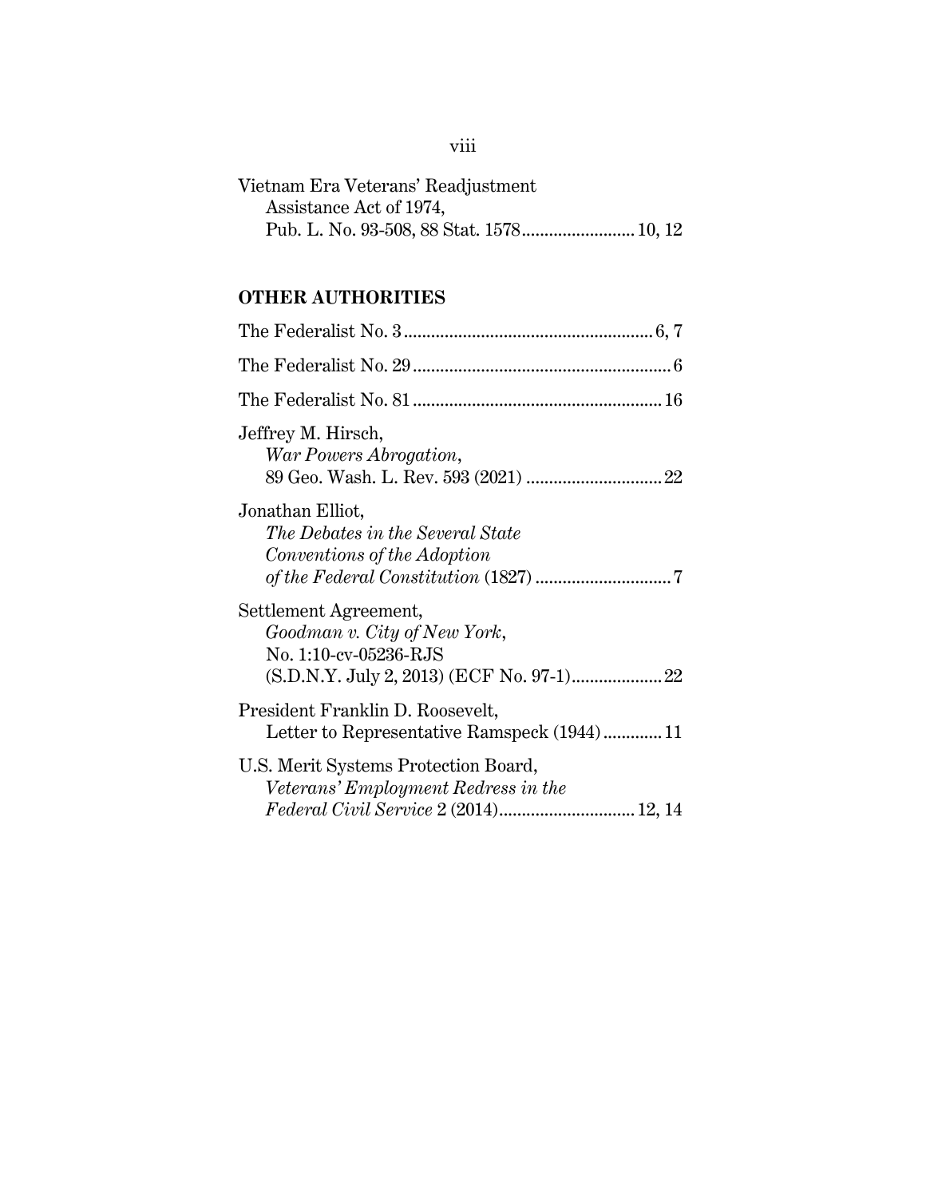Vietnam Era Veterans' Readjustment
Assistance Act of 1974,
Pub. L. No. 93-508, 88 Stat. 1578 .......................... 10, 12

## OTHER AUTHORITIES

The Federalist No. 3 ........................................................ 6, 7

The Federalist No. 29 .......................................................... 6

The Federalist No. 81 ........................................................ 16

Jeffrey M. Hirsch,
*War Powers Abrogation*,
89 Geo. Wash. L. Rev. 593 (2021) .............................. 22

Jonathan Elliot,
*The Debates in the Several State Conventions of the Adoption of the Federal Constitution* (1827) .............................. 7

Settlement Agreement,
*Goodman v. City of New York*,
No. 1:10-cv-05236-RJS
(S.D.N.Y. July 2, 2013) (ECF No. 97-1) .................... 22

President Franklin D. Roosevelt,
Letter to Representative Ramspeck (1944) ............. 11

U.S. Merit Systems Protection Board,
*Veterans' Employment Redress in the Federal Civil Service* 2 (2014) .............................. 12, 14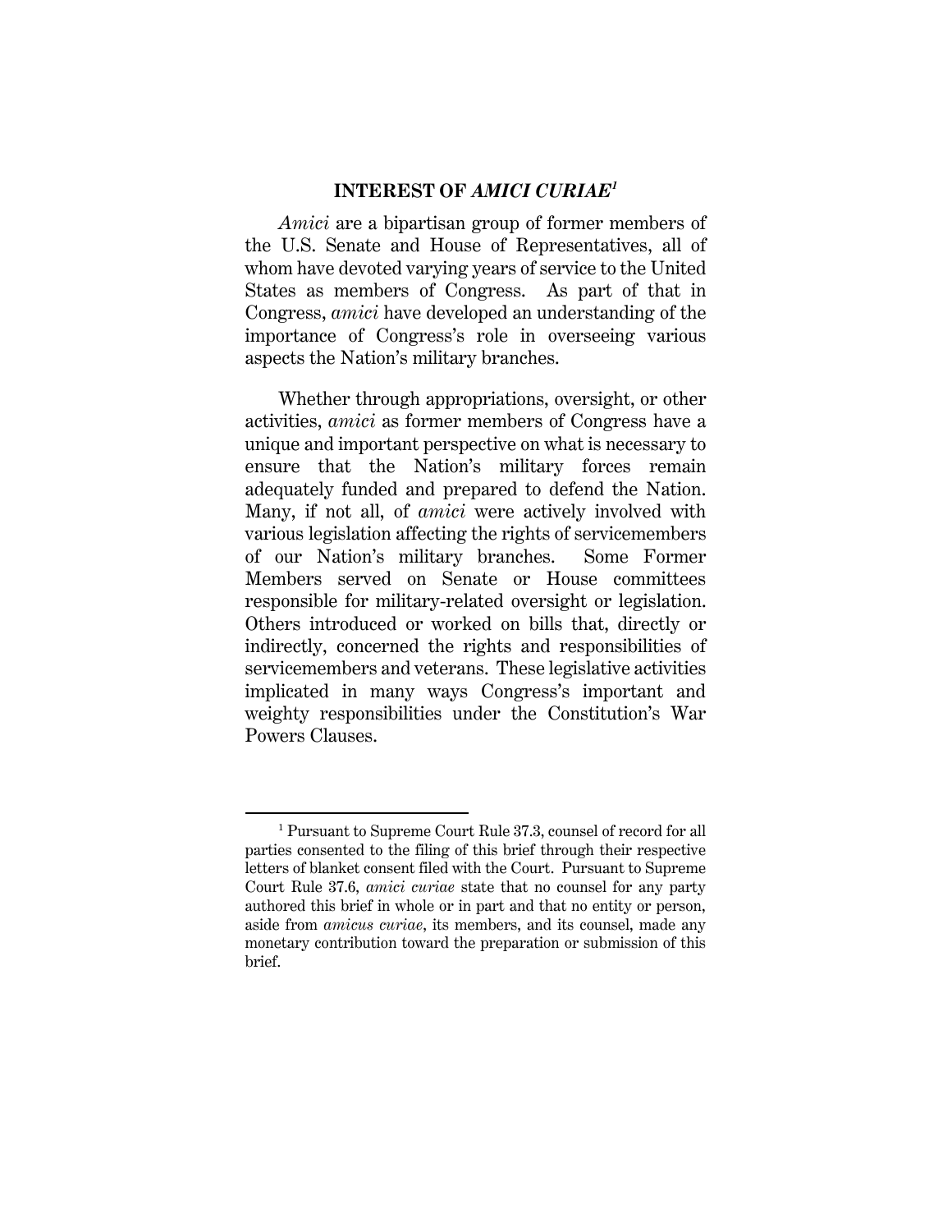## INTEREST OF *AMICI CURIAE*[1]

*Amici* are a bipartisan group of former members of the U.S. Senate and House of Representatives, all of whom have devoted varying years of service to the United States as members of Congress. As part of that in Congress, *amici* have developed an understanding of the importance of Congress's role in overseeing various aspects the Nation's military branches.

Whether through appropriations, oversight, or other activities, *amici* as former members of Congress have a unique and important perspective on what is necessary to ensure that the Nation's military forces remain adequately funded and prepared to defend the Nation. Many, if not all, of *amici* were actively involved with various legislation affecting the rights of servicemembers of our Nation's military branches. Some Former Members served on Senate or House committees responsible for military-related oversight or legislation. Others introduced or worked on bills that, directly or indirectly, concerned the rights and responsibilities of servicemembers and veterans. These legislative activities implicated in many ways Congress's important and weighty responsibilities under the Constitution's War Powers Clauses.

---

[1] Pursuant to Supreme Court Rule 37.3, counsel of record for all parties consented to the filing of this brief through their respective letters of blanket consent filed with the Court. Pursuant to Supreme Court Rule 37.6, *amici curiae* state that no counsel for any party authored this brief in whole or in part and that no entity or person, aside from *amicus curiae*, its members, and its counsel, made any monetary contribution toward the preparation or submission of this brief.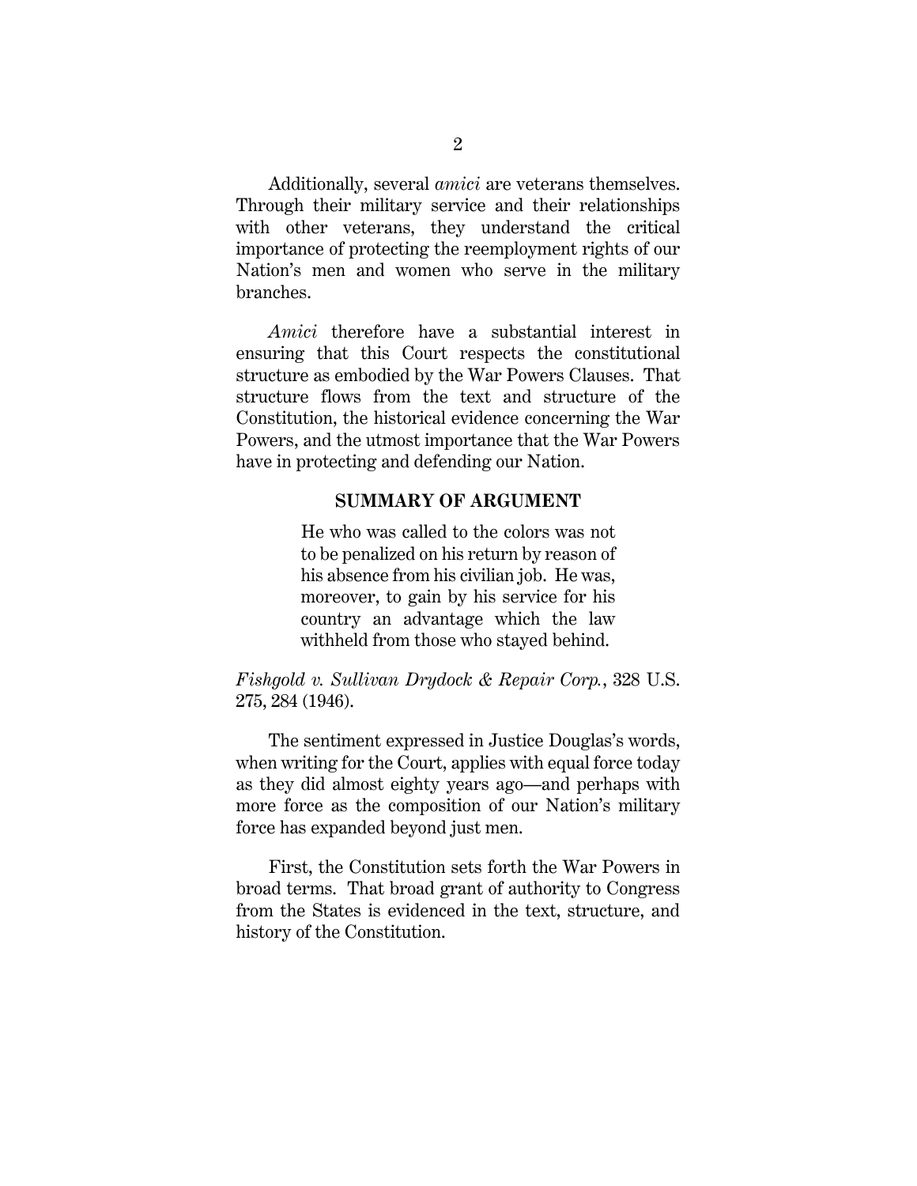Additionally, several *amici* are veterans themselves. Through their military service and their relationships with other veterans, they understand the critical importance of protecting the reemployment rights of our Nation's men and women who serve in the military branches.

*Amici* therefore have a substantial interest in ensuring that this Court respects the constitutional structure as embodied by the War Powers Clauses. That structure flows from the text and structure of the Constitution, the historical evidence concerning the War Powers, and the utmost importance that the War Powers have in protecting and defending our Nation.

## SUMMARY OF ARGUMENT

> He who was called to the colors was not to be penalized on his return by reason of his absence from his civilian job. He was, moreover, to gain by his service for his country an advantage which the law withheld from those who stayed behind.

*Fishgold v. Sullivan Drydock & Repair Corp.*, 328 U.S. 275, 284 (1946).

The sentiment expressed in Justice Douglas's words, when writing for the Court, applies with equal force today as they did almost eighty years ago—and perhaps with more force as the composition of our Nation's military force has expanded beyond just men.

First, the Constitution sets forth the War Powers in broad terms. That broad grant of authority to Congress from the States is evidenced in the text, structure, and history of the Constitution.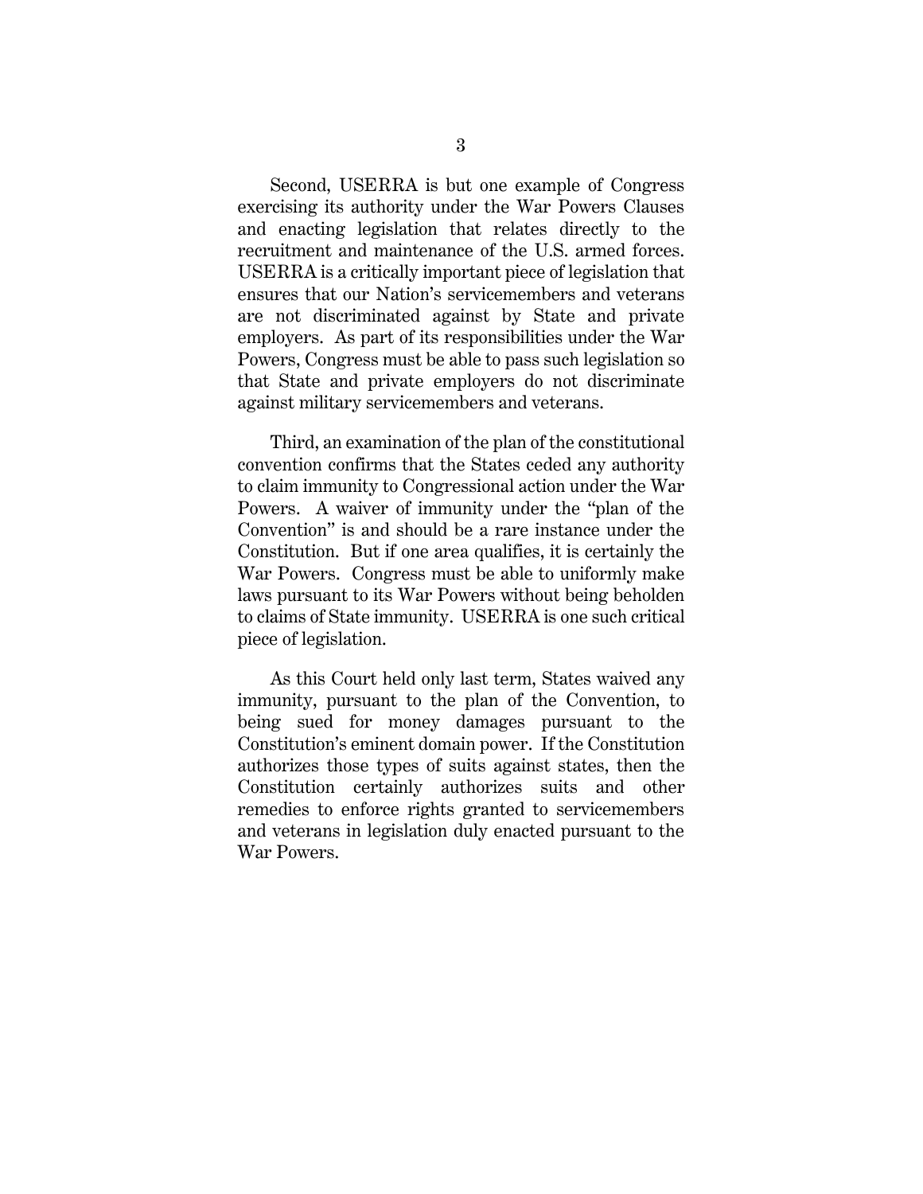Second, USERRA is but one example of Congress exercising its authority under the War Powers Clauses and enacting legislation that relates directly to the recruitment and maintenance of the U.S. armed forces. USERRA is a critically important piece of legislation that ensures that our Nation's servicemembers and veterans are not discriminated against by State and private employers. As part of its responsibilities under the War Powers, Congress must be able to pass such legislation so that State and private employers do not discriminate against military servicemembers and veterans.

Third, an examination of the plan of the constitutional convention confirms that the States ceded any authority to claim immunity to Congressional action under the War Powers. A waiver of immunity under the "plan of the Convention" is and should be a rare instance under the Constitution. But if one area qualifies, it is certainly the War Powers. Congress must be able to uniformly make laws pursuant to its War Powers without being beholden to claims of State immunity. USERRA is one such critical piece of legislation.

As this Court held only last term, States waived any immunity, pursuant to the plan of the Convention, to being sued for money damages pursuant to the Constitution's eminent domain power. If the Constitution authorizes those types of suits against states, then the Constitution certainly authorizes suits and other remedies to enforce rights granted to servicemembers and veterans in legislation duly enacted pursuant to the War Powers.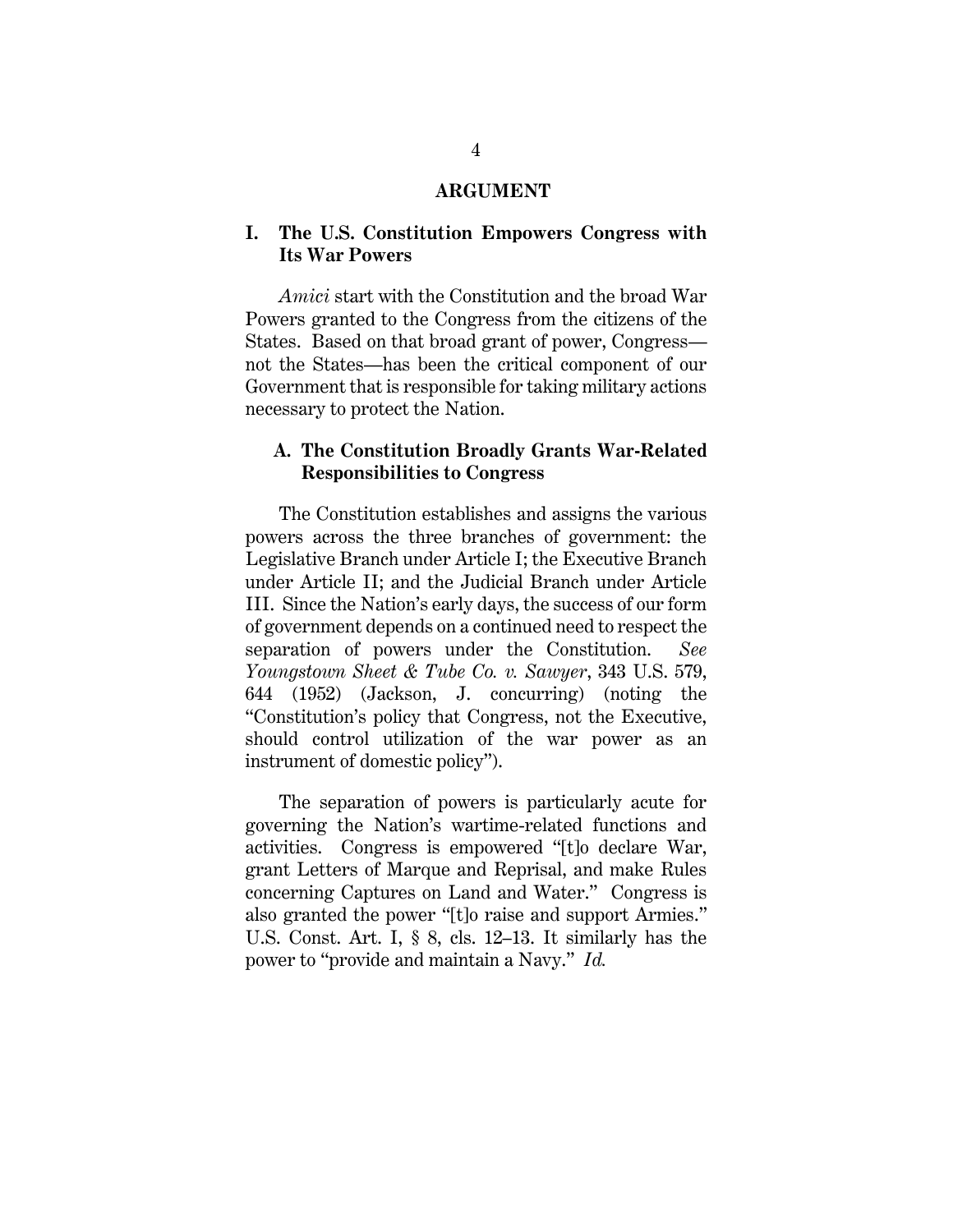## ARGUMENT

### I. The U.S. Constitution Empowers Congress with Its War Powers

*Amici* start with the Constitution and the broad War Powers granted to the Congress from the citizens of the States. Based on that broad grant of power, Congress—not the States—has been the critical component of our Government that is responsible for taking military actions necessary to protect the Nation.

#### A. The Constitution Broadly Grants War-Related Responsibilities to Congress

The Constitution establishes and assigns the various powers across the three branches of government: the Legislative Branch under Article I; the Executive Branch under Article II; and the Judicial Branch under Article III. Since the Nation's early days, the success of our form of government depends on a continued need to respect the separation of powers under the Constitution. *See Youngstown Sheet & Tube Co. v. Sawyer*, 343 U.S. 579, 644 (1952) (Jackson, J. concurring) (noting the "Constitution's policy that Congress, not the Executive, should control utilization of the war power as an instrument of domestic policy").

The separation of powers is particularly acute for governing the Nation's wartime-related functions and activities. Congress is empowered "[t]o declare War, grant Letters of Marque and Reprisal, and make Rules concerning Captures on Land and Water." Congress is also granted the power "[t]o raise and support Armies." U.S. Const. Art. I, § 8, cls. 12–13. It similarly has the power to "provide and maintain a Navy." *Id.*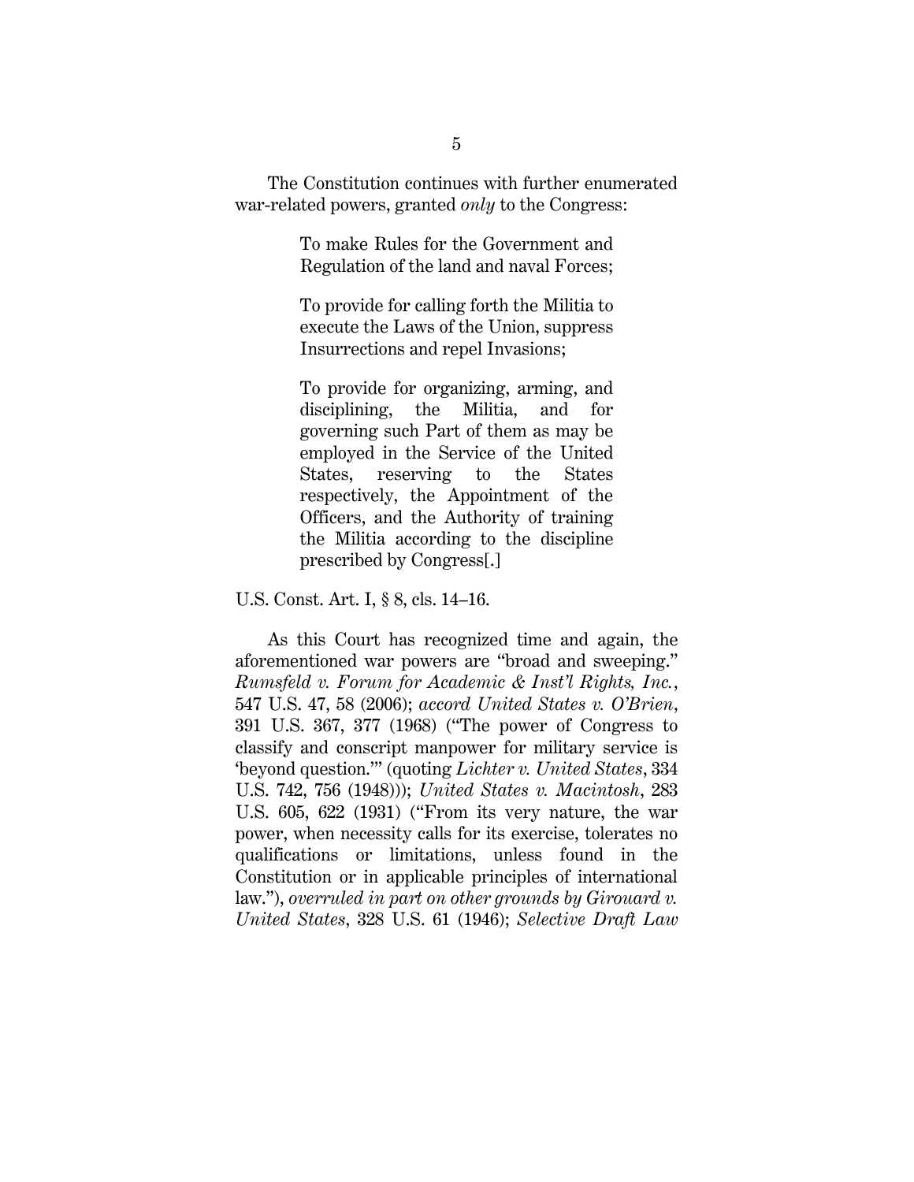The Constitution continues with further enumerated war-related powers, granted *only* to the Congress:

> To make Rules for the Government and Regulation of the land and naval Forces;
>
> To provide for calling forth the Militia to execute the Laws of the Union, suppress Insurrections and repel Invasions;
>
> To provide for organizing, arming, and disciplining, the Militia, and for governing such Part of them as may be employed in the Service of the United States, reserving to the States respectively, the Appointment of the Officers, and the Authority of training the Militia according to the discipline prescribed by Congress[.]

U.S. Const. Art. I, § 8, cls. 14–16.

As this Court has recognized time and again, the aforementioned war powers are "broad and sweeping." *Rumsfeld v. Forum for Academic & Inst'l Rights, Inc.*, 547 U.S. 47, 58 (2006); *accord United States v. O'Brien*, 391 U.S. 367, 377 (1968) ("The power of Congress to classify and conscript manpower for military service is 'beyond question.'" (quoting *Lichter v. United States*, 334 U.S. 742, 756 (1948))); *United States v. Macintosh*, 283 U.S. 605, 622 (1931) ("From its very nature, the war power, when necessity calls for its exercise, tolerates no qualifications or limitations, unless found in the Constitution or in applicable principles of international law."), *overruled in part on other grounds by Girouard v. United States*, 328 U.S. 61 (1946); *Selective Draft Law*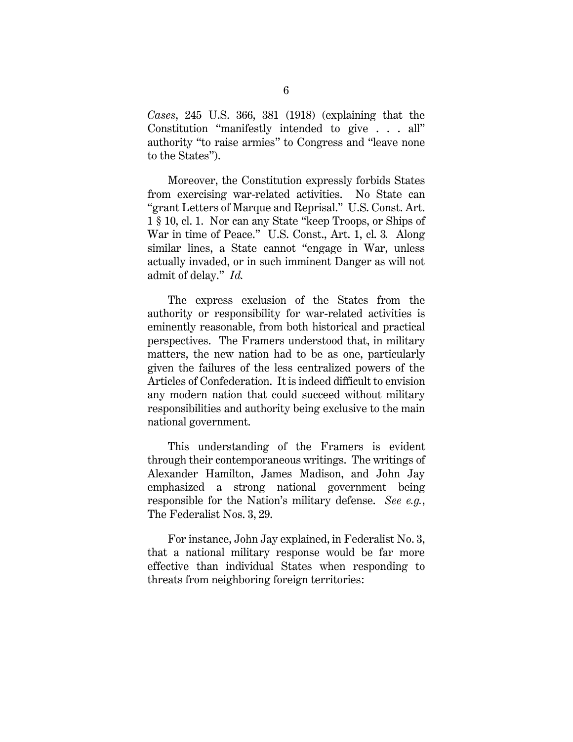*Cases*, 245 U.S. 366, 381 (1918) (explaining that the Constitution "manifestly intended to give . . . all" authority "to raise armies" to Congress and "leave none to the States").

Moreover, the Constitution expressly forbids States from exercising war-related activities. No State can "grant Letters of Marque and Reprisal." U.S. Const. Art. 1 § 10, cl. 1. Nor can any State "keep Troops, or Ships of War in time of Peace." U.S. Const., Art. 1, cl. 3*.* Along similar lines, a State cannot "engage in War, unless actually invaded, or in such imminent Danger as will not admit of delay." *Id.*

The express exclusion of the States from the authority or responsibility for war-related activities is eminently reasonable, from both historical and practical perspectives. The Framers understood that, in military matters, the new nation had to be as one, particularly given the failures of the less centralized powers of the Articles of Confederation. It is indeed difficult to envision any modern nation that could succeed without military responsibilities and authority being exclusive to the main national government.

This understanding of the Framers is evident through their contemporaneous writings. The writings of Alexander Hamilton, James Madison, and John Jay emphasized a strong national government being responsible for the Nation's military defense. *See e.g.*, The Federalist Nos. 3, 29.

For instance, John Jay explained, in Federalist No. 3, that a national military response would be far more effective than individual States when responding to threats from neighboring foreign territories: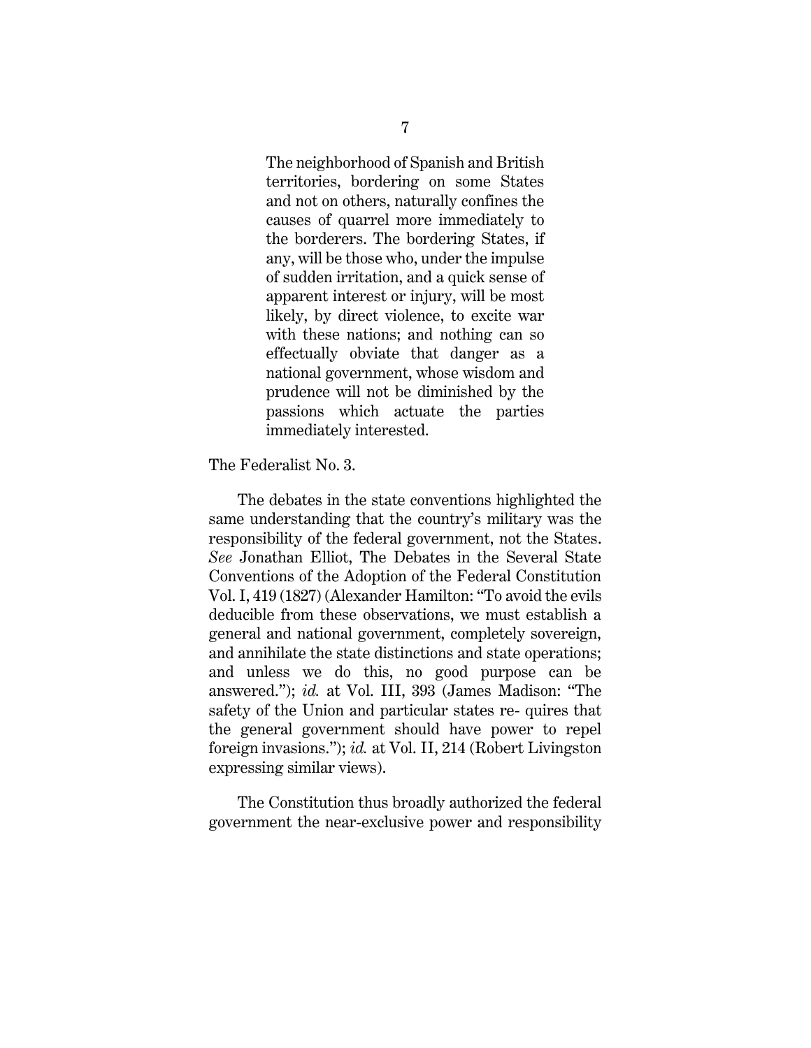> The neighborhood of Spanish and British territories, bordering on some States and not on others, naturally confines the causes of quarrel more immediately to the borderers. The bordering States, if any, will be those who, under the impulse of sudden irritation, and a quick sense of apparent interest or injury, will be most likely, by direct violence, to excite war with these nations; and nothing can so effectually obviate that danger as a national government, whose wisdom and prudence will not be diminished by the passions which actuate the parties immediately interested.

The Federalist No. 3.

The debates in the state conventions highlighted the same understanding that the country's military was the responsibility of the federal government, not the States. *See* Jonathan Elliot, The Debates in the Several State Conventions of the Adoption of the Federal Constitution Vol. I, 419 (1827) (Alexander Hamilton: "To avoid the evils deducible from these observations, we must establish a general and national government, completely sovereign, and annihilate the state distinctions and state operations; and unless we do this, no good purpose can be answered."); *id.* at Vol. III, 393 (James Madison: "The safety of the Union and particular states re- quires that the general government should have power to repel foreign invasions."); *id.* at Vol. II, 214 (Robert Livingston expressing similar views).

The Constitution thus broadly authorized the federal government the near-exclusive power and responsibility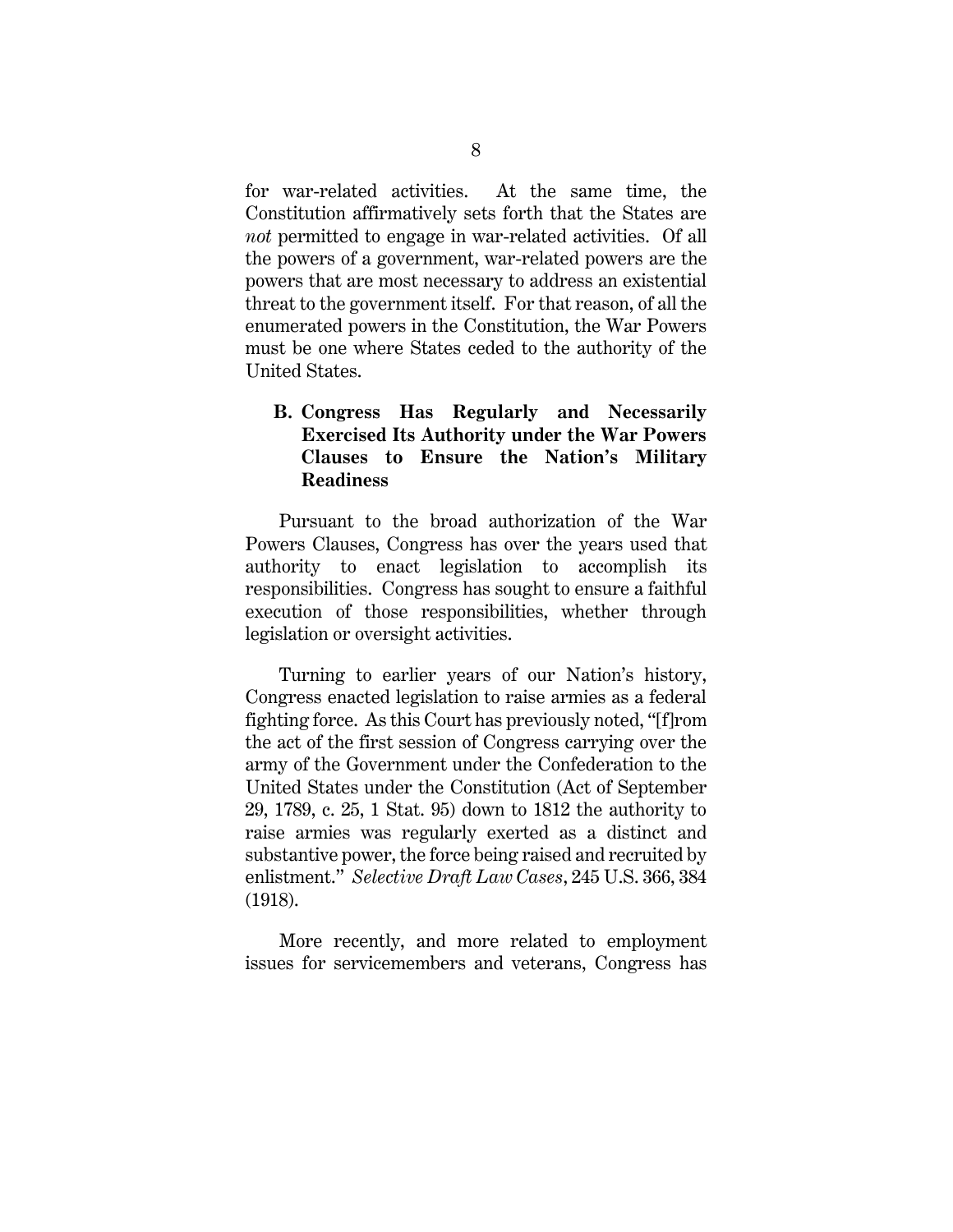for war-related activities. At the same time, the Constitution affirmatively sets forth that the States are *not* permitted to engage in war-related activities. Of all the powers of a government, war-related powers are the powers that are most necessary to address an existential threat to the government itself. For that reason, of all the enumerated powers in the Constitution, the War Powers must be one where States ceded to the authority of the United States.

### B. Congress Has Regularly and Necessarily Exercised Its Authority under the War Powers Clauses to Ensure the Nation's Military Readiness

Pursuant to the broad authorization of the War Powers Clauses, Congress has over the years used that authority to enact legislation to accomplish its responsibilities. Congress has sought to ensure a faithful execution of those responsibilities, whether through legislation or oversight activities.

Turning to earlier years of our Nation's history, Congress enacted legislation to raise armies as a federal fighting force. As this Court has previously noted, "[f]rom the act of the first session of Congress carrying over the army of the Government under the Confederation to the United States under the Constitution (Act of September 29, 1789, c. 25, 1 Stat. 95) down to 1812 the authority to raise armies was regularly exerted as a distinct and substantive power, the force being raised and recruited by enlistment." *Selective Draft Law Cases*, 245 U.S. 366, 384 (1918).

More recently, and more related to employment issues for servicemembers and veterans, Congress has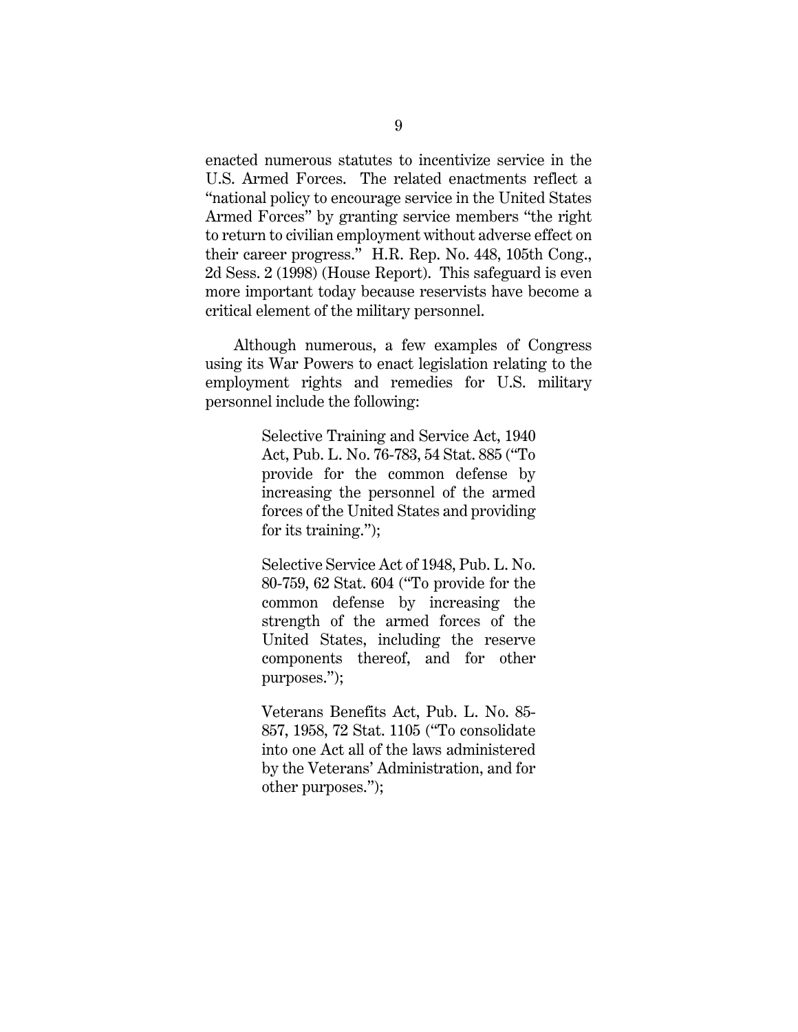enacted numerous statutes to incentivize service in the U.S. Armed Forces. The related enactments reflect a "national policy to encourage service in the United States Armed Forces" by granting service members "the right to return to civilian employment without adverse effect on their career progress." H.R. Rep. No. 448, 105th Cong., 2d Sess. 2 (1998) (House Report). This safeguard is even more important today because reservists have become a critical element of the military personnel.

Although numerous, a few examples of Congress using its War Powers to enact legislation relating to the employment rights and remedies for U.S. military personnel include the following:

> Selective Training and Service Act, 1940 Act, Pub. L. No. 76-783, 54 Stat. 885 ("To provide for the common defense by increasing the personnel of the armed forces of the United States and providing for its training.");
>
> Selective Service Act of 1948, Pub. L. No. 80-759, 62 Stat. 604 ("To provide for the common defense by increasing the strength of the armed forces of the United States, including the reserve components thereof, and for other purposes.");
>
> Veterans Benefits Act, Pub. L. No. 85-857, 1958, 72 Stat. 1105 ("To consolidate into one Act all of the laws administered by the Veterans' Administration, and for other purposes.");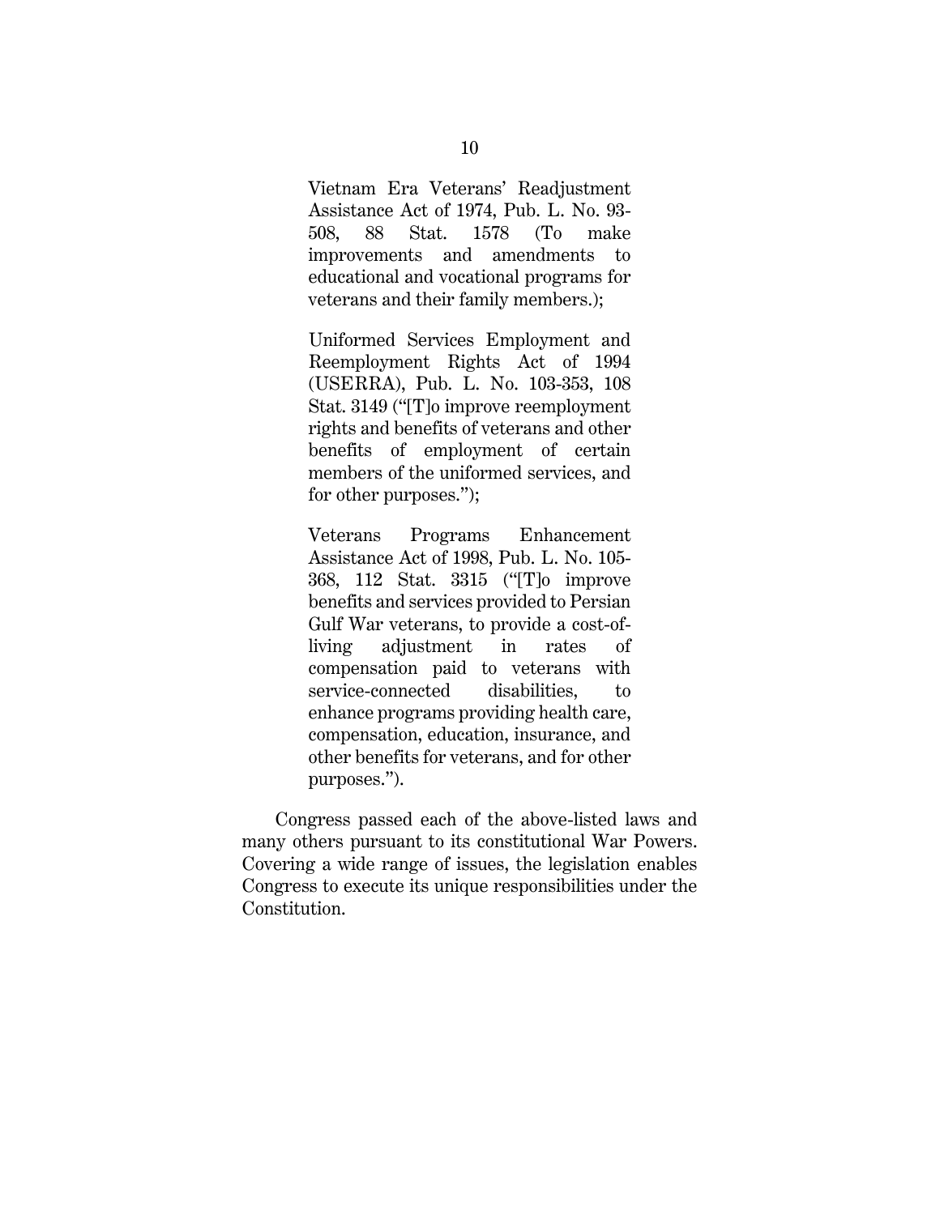> Vietnam Era Veterans' Readjustment Assistance Act of 1974, Pub. L. No. 93-508, 88 Stat. 1578 (To make improvements and amendments to educational and vocational programs for veterans and their family members.);
>
> Uniformed Services Employment and Reemployment Rights Act of 1994 (USERRA), Pub. L. No. 103-353, 108 Stat. 3149 ("[T]o improve reemployment rights and benefits of veterans and other benefits of employment of certain members of the uniformed services, and for other purposes.");
>
> Veterans Programs Enhancement Assistance Act of 1998, Pub. L. No. 105-368, 112 Stat. 3315 ("[T]o improve benefits and services provided to Persian Gulf War veterans, to provide a cost-of-living adjustment in rates of compensation paid to veterans with service-connected disabilities, to enhance programs providing health care, compensation, education, insurance, and other benefits for veterans, and for other purposes.").

Congress passed each of the above-listed laws and many others pursuant to its constitutional War Powers. Covering a wide range of issues, the legislation enables Congress to execute its unique responsibilities under the Constitution.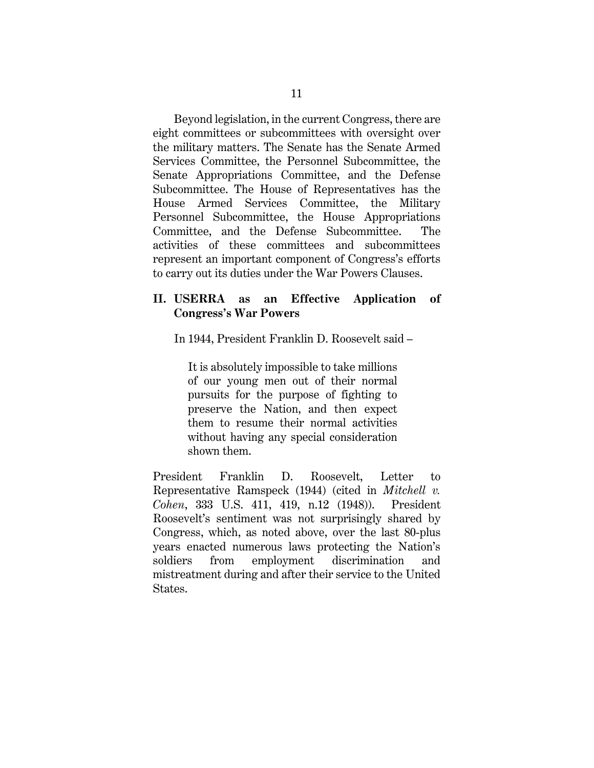Beyond legislation, in the current Congress, there are eight committees or subcommittees with oversight over the military matters. The Senate has the Senate Armed Services Committee, the Personnel Subcommittee, the Senate Appropriations Committee, and the Defense Subcommittee. The House of Representatives has the House Armed Services Committee, the Military Personnel Subcommittee, the House Appropriations Committee, and the Defense Subcommittee. The activities of these committees and subcommittees represent an important component of Congress's efforts to carry out its duties under the War Powers Clauses.

## II. USERRA as an Effective Application of Congress's War Powers

In 1944, President Franklin D. Roosevelt said –

> It is absolutely impossible to take millions of our young men out of their normal pursuits for the purpose of fighting to preserve the Nation, and then expect them to resume their normal activities without having any special consideration shown them.

President Franklin D. Roosevelt, Letter to Representative Ramspeck (1944) (cited in *Mitchell v. Cohen*, 333 U.S. 411, 419, n.12 (1948)). President Roosevelt's sentiment was not surprisingly shared by Congress, which, as noted above, over the last 80-plus years enacted numerous laws protecting the Nation's soldiers from employment discrimination and mistreatment during and after their service to the United States.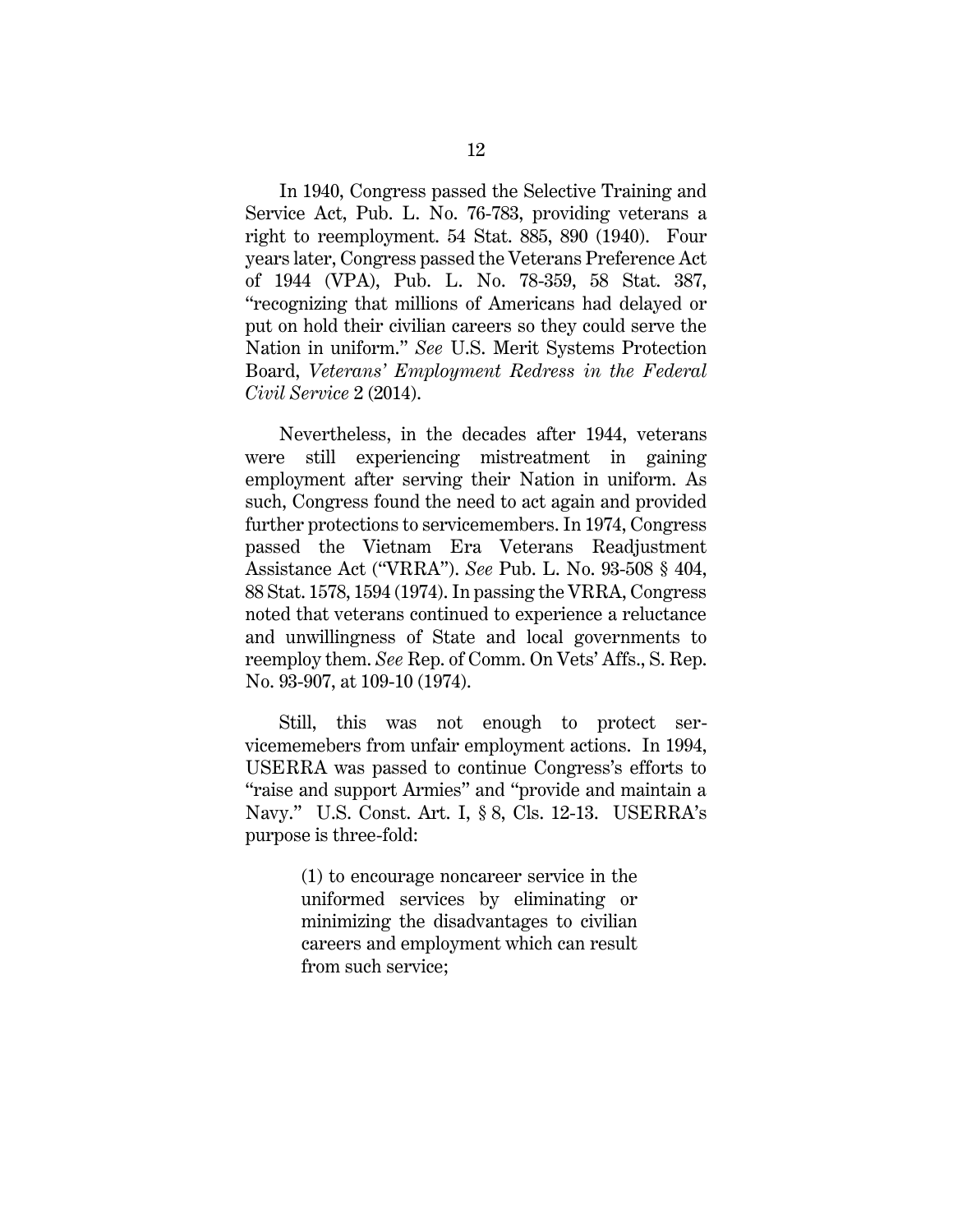In 1940, Congress passed the Selective Training and Service Act, Pub. L. No. 76-783, providing veterans a right to reemployment. 54 Stat. 885, 890 (1940). Four years later, Congress passed the Veterans Preference Act of 1944 (VPA), Pub. L. No. 78-359, 58 Stat. 387, "recognizing that millions of Americans had delayed or put on hold their civilian careers so they could serve the Nation in uniform." *See* U.S. Merit Systems Protection Board, *Veterans' Employment Redress in the Federal Civil Service* 2 (2014).

Nevertheless, in the decades after 1944, veterans were still experiencing mistreatment in gaining employment after serving their Nation in uniform. As such, Congress found the need to act again and provided further protections to servicemembers. In 1974, Congress passed the Vietnam Era Veterans Readjustment Assistance Act ("VRRA"). *See* Pub. L. No. 93-508 § 404, 88 Stat. 1578, 1594 (1974). In passing the VRRA, Congress noted that veterans continued to experience a reluctance and unwillingness of State and local governments to reemploy them. *See* Rep. of Comm. On Vets' Affs., S. Rep. No. 93-907, at 109-10 (1974).

Still, this was not enough to protect servicememebers from unfair employment actions. In 1994, USERRA was passed to continue Congress's efforts to "raise and support Armies" and "provide and maintain a Navy." U.S. Const. Art. I, § 8, Cls. 12-13. USERRA's purpose is three-fold:

> (1) to encourage noncareer service in the uniformed services by eliminating or minimizing the disadvantages to civilian careers and employment which can result from such service;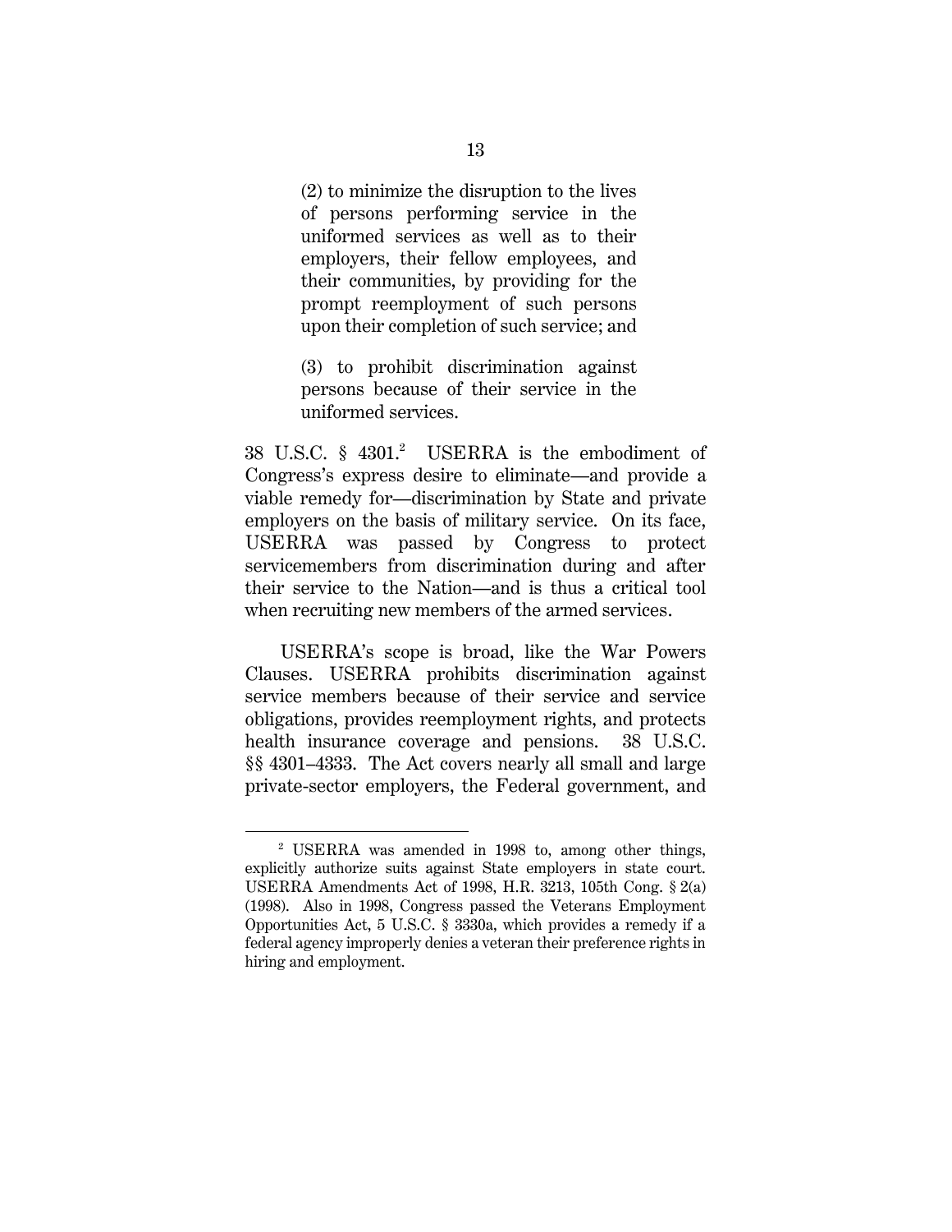> (2) to minimize the disruption to the lives of persons performing service in the uniformed services as well as to their employers, their fellow employees, and their communities, by providing for the prompt reemployment of such persons upon their completion of such service; and
>
> (3) to prohibit discrimination against persons because of their service in the uniformed services.

38 U.S.C. § 4301.[2] USERRA is the embodiment of Congress's express desire to eliminate—and provide a viable remedy for—discrimination by State and private employers on the basis of military service. On its face, USERRA was passed by Congress to protect servicemembers from discrimination during and after their service to the Nation—and is thus a critical tool when recruiting new members of the armed services.

USERRA's scope is broad, like the War Powers Clauses. USERRA prohibits discrimination against service members because of their service and service obligations, provides reemployment rights, and protects health insurance coverage and pensions. 38 U.S.C. §§ 4301–4333. The Act covers nearly all small and large private-sector employers, the Federal government, and

---

[2] USERRA was amended in 1998 to, among other things, explicitly authorize suits against State employers in state court. USERRA Amendments Act of 1998, H.R. 3213, 105th Cong. § 2(a) (1998). Also in 1998, Congress passed the Veterans Employment Opportunities Act, 5 U.S.C. § 3330a, which provides a remedy if a federal agency improperly denies a veteran their preference rights in hiring and employment.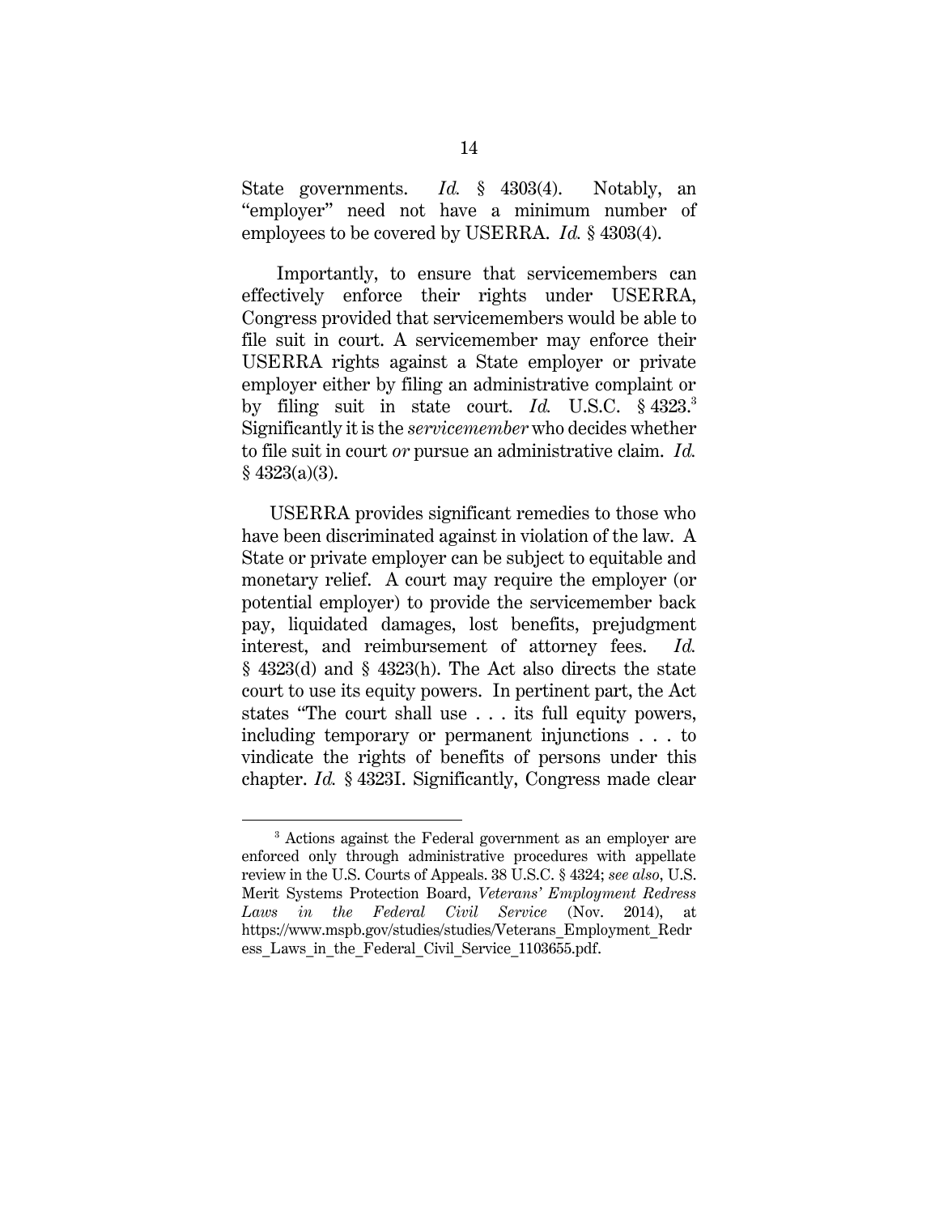State governments. *Id.* § 4303(4). Notably, an "employer" need not have a minimum number of employees to be covered by USERRA. *Id.* § 4303(4).

Importantly, to ensure that servicemembers can effectively enforce their rights under USERRA, Congress provided that servicemembers would be able to file suit in court. A servicemember may enforce their USERRA rights against a State employer or private employer either by filing an administrative complaint or by filing suit in state court. *Id.* U.S.C. § 4323.[3] Significantly it is the *servicemember* who decides whether to file suit in court *or* pursue an administrative claim. *Id.* § 4323(a)(3).

USERRA provides significant remedies to those who have been discriminated against in violation of the law. A State or private employer can be subject to equitable and monetary relief. A court may require the employer (or potential employer) to provide the servicemember back pay, liquidated damages, lost benefits, prejudgment interest, and reimbursement of attorney fees. *Id.* § 4323(d) and § 4323(h). The Act also directs the state court to use its equity powers. In pertinent part, the Act states "The court shall use . . . its full equity powers, including temporary or permanent injunctions . . . to vindicate the rights of benefits of persons under this chapter. *Id.* § 4323I. Significantly, Congress made clear

[3] Actions against the Federal government as an employer are enforced only through administrative procedures with appellate review in the U.S. Courts of Appeals. 38 U.S.C. § 4324; *see also*, U.S. Merit Systems Protection Board, *Veterans' Employment Redress Laws in the Federal Civil Service* (Nov. 2014), at https://www.mspb.gov/studies/studies/Veterans_Employment_Redress_Laws_in_the_Federal_Civil_Service_1103655.pdf.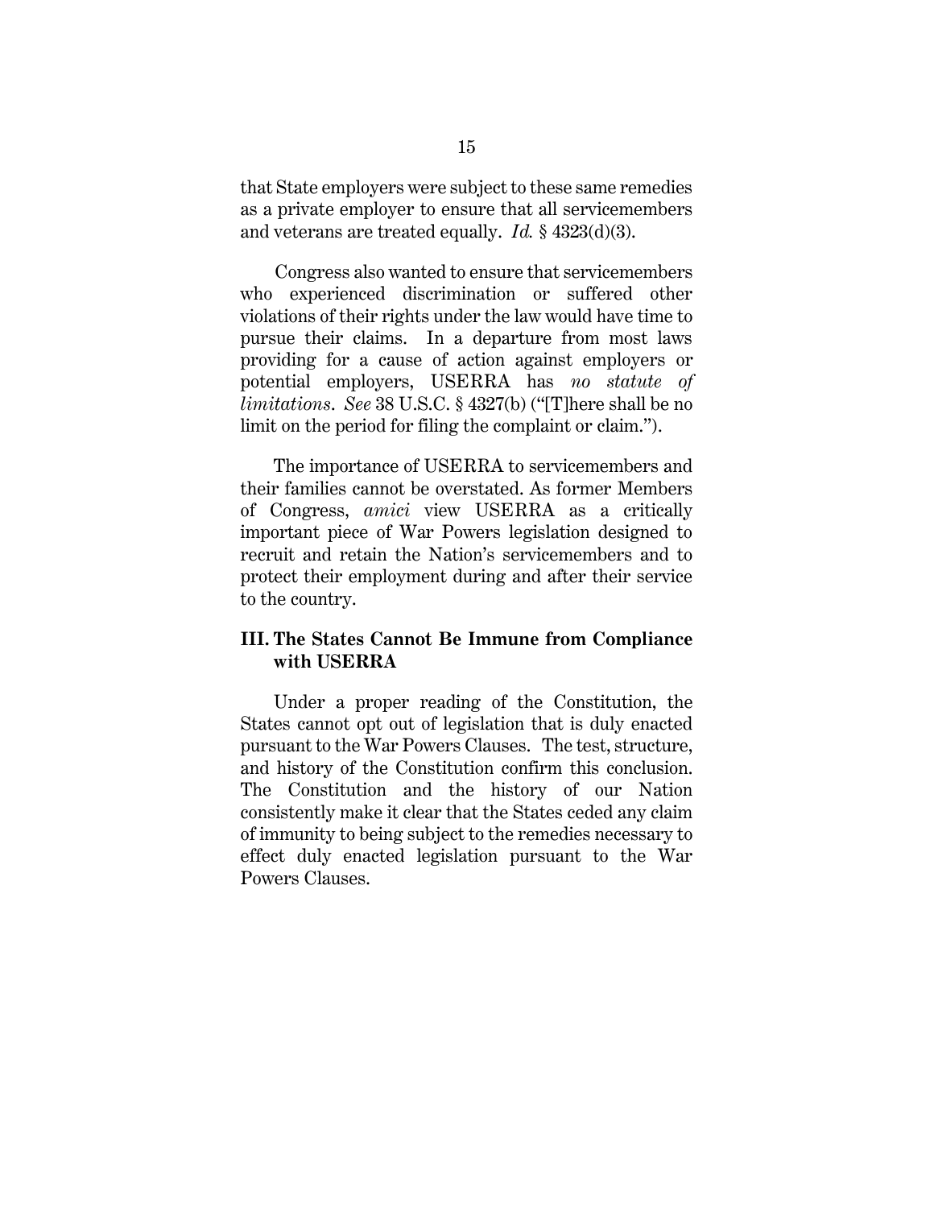that State employers were subject to these same remedies as a private employer to ensure that all servicemembers and veterans are treated equally. *Id.* § 4323(d)(3).

Congress also wanted to ensure that servicemembers who experienced discrimination or suffered other violations of their rights under the law would have time to pursue their claims. In a departure from most laws providing for a cause of action against employers or potential employers, USERRA has *no statute of limitations*. *See* 38 U.S.C. § 4327(b) ("[T]here shall be no limit on the period for filing the complaint or claim.").

The importance of USERRA to servicemembers and their families cannot be overstated. As former Members of Congress, *amici* view USERRA as a critically important piece of War Powers legislation designed to recruit and retain the Nation's servicemembers and to protect their employment during and after their service to the country.

### III. The States Cannot Be Immune from Compliance with USERRA

Under a proper reading of the Constitution, the States cannot opt out of legislation that is duly enacted pursuant to the War Powers Clauses. The test, structure, and history of the Constitution confirm this conclusion. The Constitution and the history of our Nation consistently make it clear that the States ceded any claim of immunity to being subject to the remedies necessary to effect duly enacted legislation pursuant to the War Powers Clauses.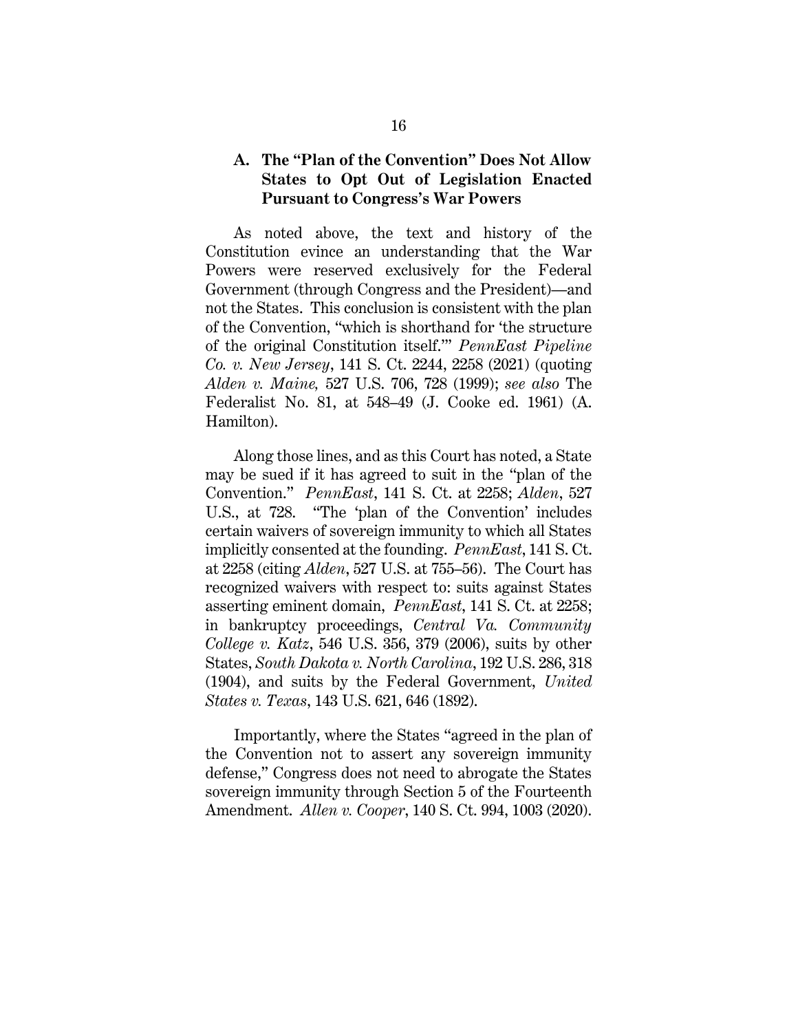### A. The "Plan of the Convention" Does Not Allow States to Opt Out of Legislation Enacted Pursuant to Congress's War Powers

As noted above, the text and history of the Constitution evince an understanding that the War Powers were reserved exclusively for the Federal Government (through Congress and the President)—and not the States. This conclusion is consistent with the plan of the Convention, "which is shorthand for 'the structure of the original Constitution itself.'" *PennEast Pipeline Co. v. New Jersey*, 141 S. Ct. 2244, 2258 (2021) (quoting *Alden v. Maine,* 527 U.S. 706, 728 (1999); *see also* The Federalist No. 81, at 548–49 (J. Cooke ed. 1961) (A. Hamilton).

Along those lines, and as this Court has noted, a State may be sued if it has agreed to suit in the "plan of the Convention." *PennEast*, 141 S. Ct. at 2258; *Alden*, 527 U.S., at 728. "The 'plan of the Convention' includes certain waivers of sovereign immunity to which all States implicitly consented at the founding. *PennEast*, 141 S. Ct. at 2258 (citing *Alden*, 527 U.S. at 755–56). The Court has recognized waivers with respect to: suits against States asserting eminent domain, *PennEast*, 141 S. Ct. at 2258; in bankruptcy proceedings, *Central Va. Community College v. Katz*, 546 U.S. 356, 379 (2006), suits by other States, *South Dakota v. North Carolina*, 192 U.S. 286, 318 (1904), and suits by the Federal Government, *United States v. Texas*, 143 U.S. 621, 646 (1892).

Importantly, where the States "agreed in the plan of the Convention not to assert any sovereign immunity defense," Congress does not need to abrogate the States sovereign immunity through Section 5 of the Fourteenth Amendment. *Allen v. Cooper*, 140 S. Ct. 994, 1003 (2020).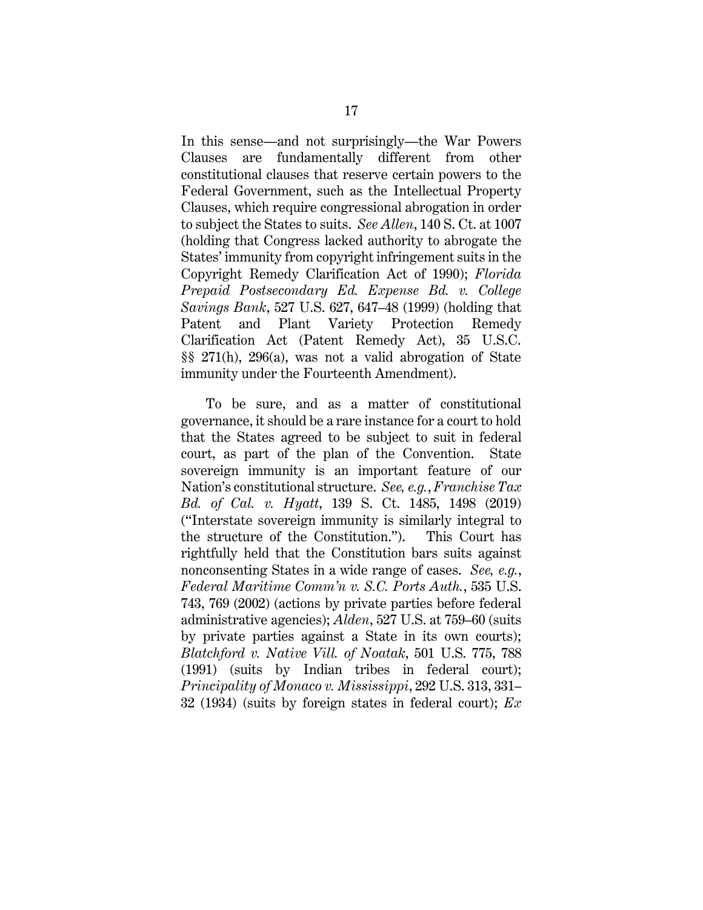In this sense—and not surprisingly—the War Powers Clauses are fundamentally different from other constitutional clauses that reserve certain powers to the Federal Government, such as the Intellectual Property Clauses, which require congressional abrogation in order to subject the States to suits. *See Allen*, 140 S. Ct. at 1007 (holding that Congress lacked authority to abrogate the States' immunity from copyright infringement suits in the Copyright Remedy Clarification Act of 1990); *Florida Prepaid Postsecondary Ed. Expense Bd. v. College Savings Bank*, 527 U.S. 627, 647–48 (1999) (holding that Patent and Plant Variety Protection Remedy Clarification Act (Patent Remedy Act), 35 U.S.C. §§ 271(h), 296(a), was not a valid abrogation of State immunity under the Fourteenth Amendment).

To be sure, and as a matter of constitutional governance, it should be a rare instance for a court to hold that the States agreed to be subject to suit in federal court, as part of the plan of the Convention. State sovereign immunity is an important feature of our Nation's constitutional structure. *See, e.g.*, *Franchise Tax Bd. of Cal. v. Hyatt*, 139 S. Ct. 1485, 1498 (2019) ("Interstate sovereign immunity is similarly integral to the structure of the Constitution."). This Court has rightfully held that the Constitution bars suits against nonconsenting States in a wide range of cases. *See, e.g.*, *Federal Maritime Comm'n v. S.C. Ports Auth.*, 535 U.S. 743, 769 (2002) (actions by private parties before federal administrative agencies); *Alden*, 527 U.S. at 759–60 (suits by private parties against a State in its own courts); *Blatchford v. Native Vill. of Noatak*, 501 U.S. 775, 788 (1991) (suits by Indian tribes in federal court); *Principality of Monaco v. Mississippi*, 292 U.S. 313, 331–32 (1934) (suits by foreign states in federal court); *Ex*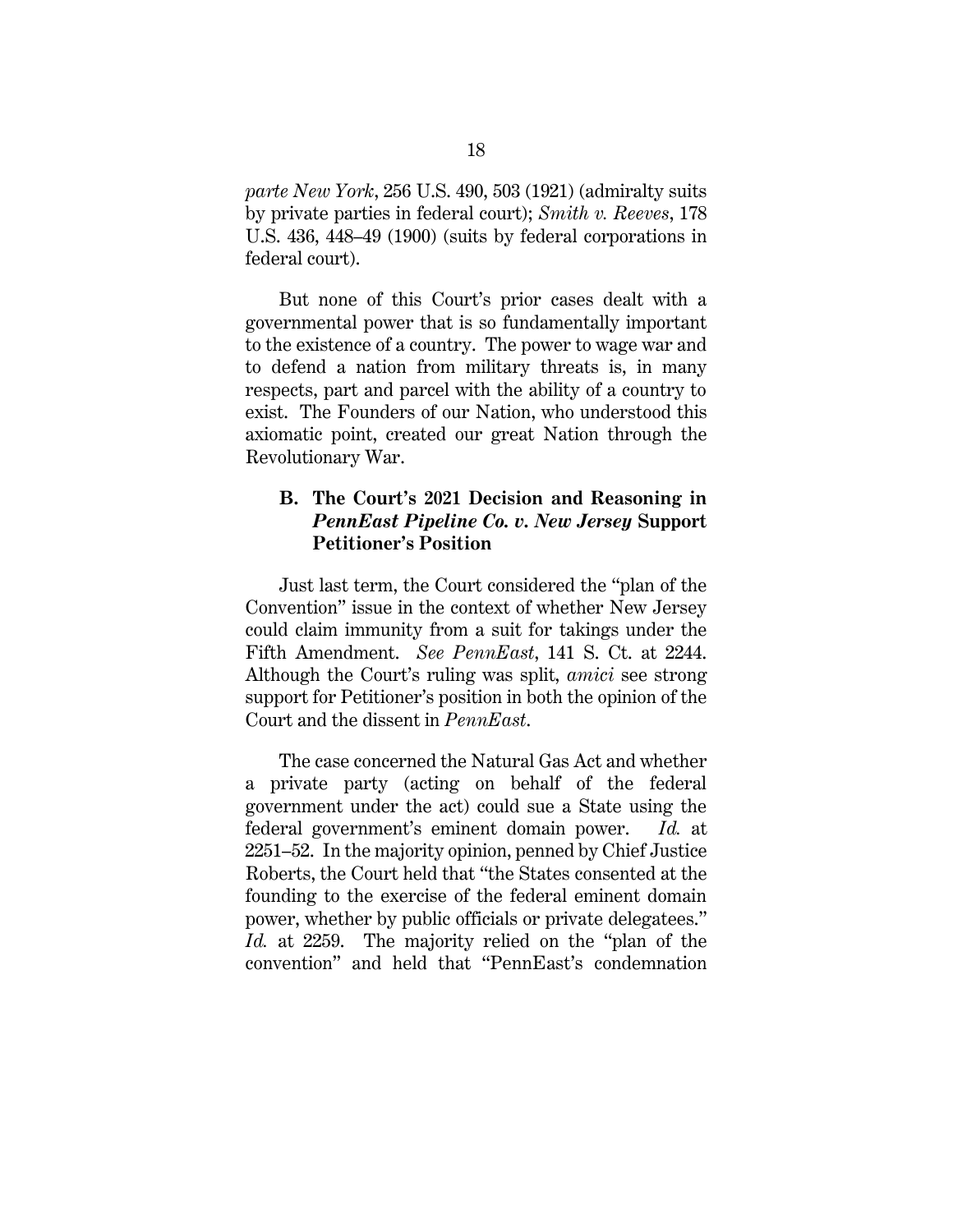*parte New York*, 256 U.S. 490, 503 (1921) (admiralty suits by private parties in federal court); *Smith v. Reeves*, 178 U.S. 436, 448–49 (1900) (suits by federal corporations in federal court).

But none of this Court's prior cases dealt with a governmental power that is so fundamentally important to the existence of a country. The power to wage war and to defend a nation from military threats is, in many respects, part and parcel with the ability of a country to exist. The Founders of our Nation, who understood this axiomatic point, created our great Nation through the Revolutionary War.

### B. The Court's 2021 Decision and Reasoning in *PennEast Pipeline Co. v. New Jersey* Support Petitioner's Position

Just last term, the Court considered the "plan of the Convention" issue in the context of whether New Jersey could claim immunity from a suit for takings under the Fifth Amendment. *See PennEast*, 141 S. Ct. at 2244. Although the Court's ruling was split, *amici* see strong support for Petitioner's position in both the opinion of the Court and the dissent in *PennEast*.

The case concerned the Natural Gas Act and whether a private party (acting on behalf of the federal government under the act) could sue a State using the federal government's eminent domain power. *Id.* at 2251–52. In the majority opinion, penned by Chief Justice Roberts, the Court held that "the States consented at the founding to the exercise of the federal eminent domain power, whether by public officials or private delegatees." *Id.* at 2259. The majority relied on the "plan of the convention" and held that "PennEast's condemnation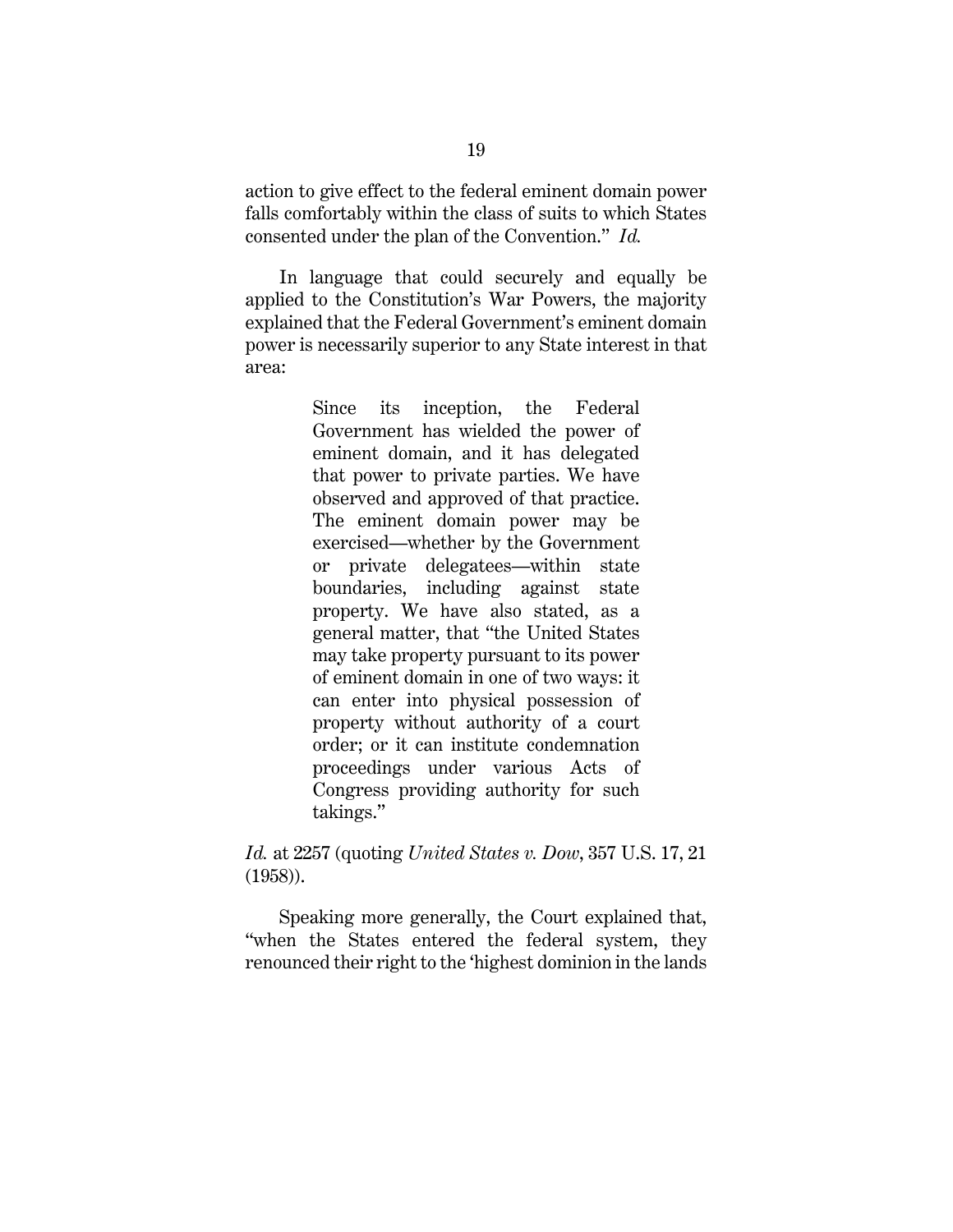action to give effect to the federal eminent domain power falls comfortably within the class of suits to which States consented under the plan of the Convention." *Id.*

In language that could securely and equally be applied to the Constitution's War Powers, the majority explained that the Federal Government's eminent domain power is necessarily superior to any State interest in that area:

> Since its inception, the Federal Government has wielded the power of eminent domain, and it has delegated that power to private parties. We have observed and approved of that practice. The eminent domain power may be exercised—whether by the Government or private delegatees—within state boundaries, including against state property. We have also stated, as a general matter, that "the United States may take property pursuant to its power of eminent domain in one of two ways: it can enter into physical possession of property without authority of a court order; or it can institute condemnation proceedings under various Acts of Congress providing authority for such takings."

*Id.* at 2257 (quoting *United States v. Dow*, 357 U.S. 17, 21 (1958)).

Speaking more generally, the Court explained that, "when the States entered the federal system, they renounced their right to the 'highest dominion in the lands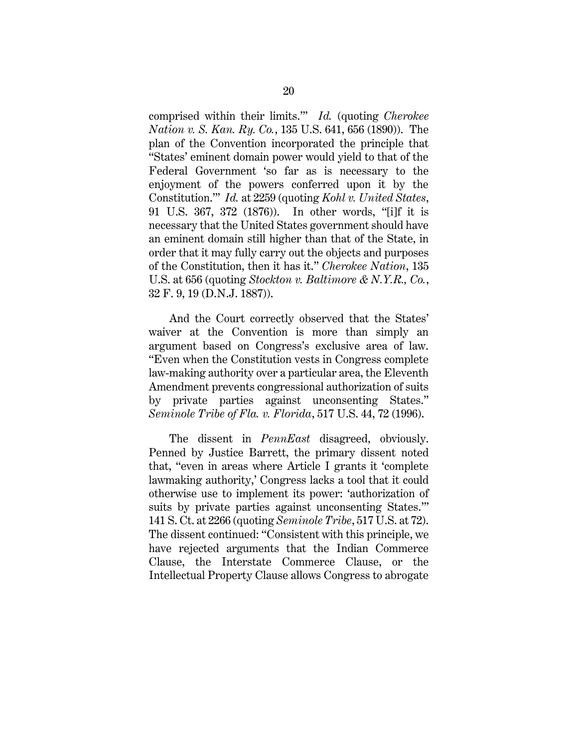comprised within their limits.'" *Id.* (quoting *Cherokee Nation v. S. Kan. Ry. Co.*, 135 U.S. 641, 656 (1890)). The plan of the Convention incorporated the principle that "States' eminent domain power would yield to that of the Federal Government 'so far as is necessary to the enjoyment of the powers conferred upon it by the Constitution.'" *Id.* at 2259 (quoting *Kohl v. United States*, 91 U.S. 367, 372 (1876)). In other words, "[i]f it is necessary that the United States government should have an eminent domain still higher than that of the State, in order that it may fully carry out the objects and purposes of the Constitution, then it has it." *Cherokee Nation*, 135 U.S. at 656 (quoting *Stockton v. Baltimore & N.Y.R., Co.*, 32 F. 9, 19 (D.N.J. 1887)).

And the Court correctly observed that the States' waiver at the Convention is more than simply an argument based on Congress's exclusive area of law. "Even when the Constitution vests in Congress complete law-making authority over a particular area, the Eleventh Amendment prevents congressional authorization of suits by private parties against unconsenting States." *Seminole Tribe of Fla. v. Florida*, 517 U.S. 44, 72 (1996).

The dissent in *PennEast* disagreed, obviously. Penned by Justice Barrett, the primary dissent noted that, "even in areas where Article I grants it 'complete lawmaking authority,' Congress lacks a tool that it could otherwise use to implement its power: 'authorization of suits by private parties against unconsenting States.'" 141 S. Ct. at 2266 (quoting *Seminole Tribe*, 517 U.S. at 72). The dissent continued: "Consistent with this principle, we have rejected arguments that the Indian Commerce Clause, the Interstate Commerce Clause, or the Intellectual Property Clause allows Congress to abrogate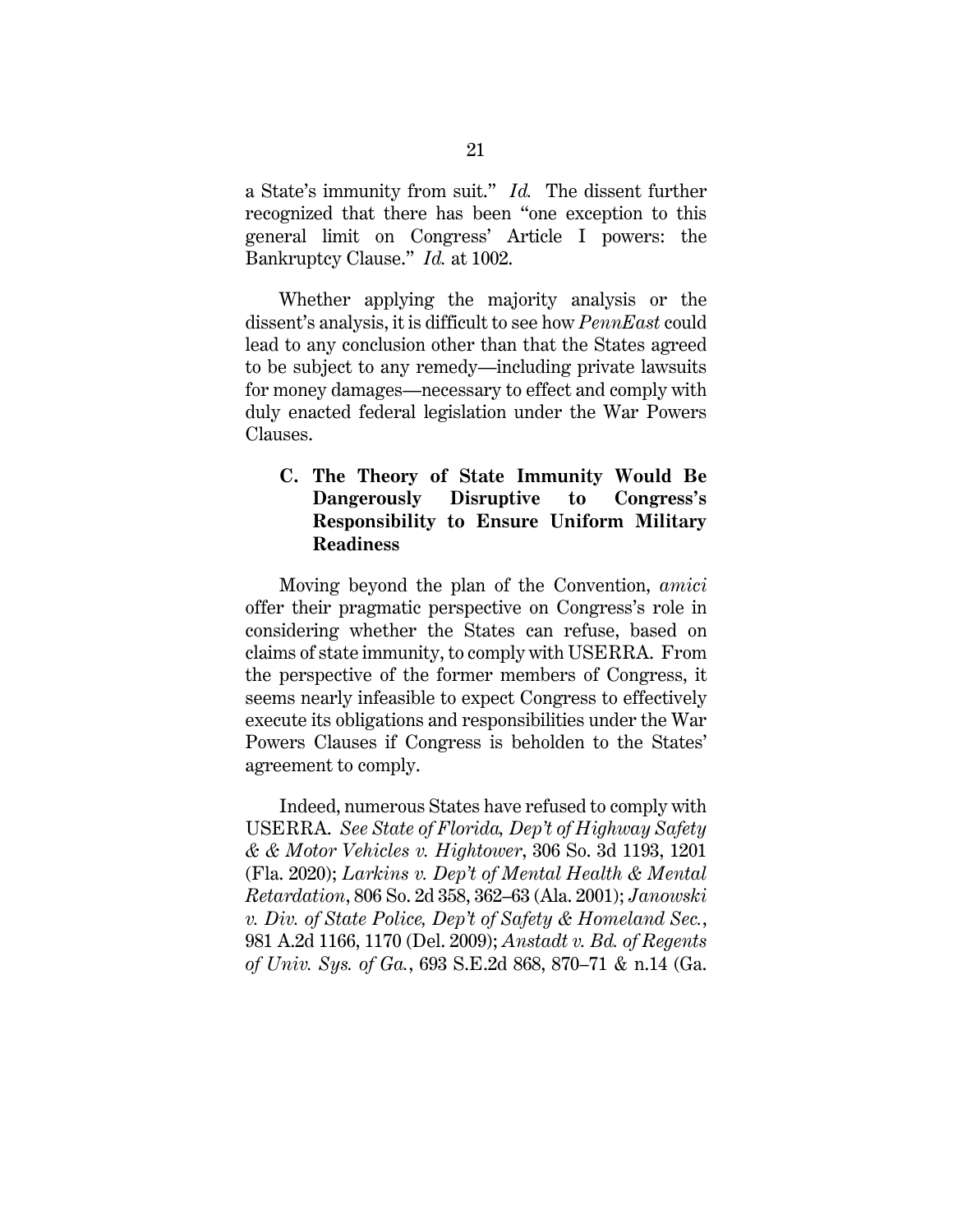a State's immunity from suit." *Id.* The dissent further recognized that there has been "one exception to this general limit on Congress' Article I powers: the Bankruptcy Clause." *Id.* at 1002.

Whether applying the majority analysis or the dissent's analysis, it is difficult to see how *PennEast* could lead to any conclusion other than that the States agreed to be subject to any remedy—including private lawsuits for money damages—necessary to effect and comply with duly enacted federal legislation under the War Powers Clauses.

### C. The Theory of State Immunity Would Be Dangerously Disruptive to Congress's Responsibility to Ensure Uniform Military Readiness

Moving beyond the plan of the Convention, *amici* offer their pragmatic perspective on Congress's role in considering whether the States can refuse, based on claims of state immunity, to comply with USERRA. From the perspective of the former members of Congress, it seems nearly infeasible to expect Congress to effectively execute its obligations and responsibilities under the War Powers Clauses if Congress is beholden to the States' agreement to comply.

Indeed, numerous States have refused to comply with USERRA. *See State of Florida, Dep't of Highway Safety & & Motor Vehicles v. Hightower*, 306 So. 3d 1193, 1201 (Fla. 2020); *Larkins v. Dep't of Mental Health & Mental Retardation*, 806 So. 2d 358, 362–63 (Ala. 2001); *Janowski v. Div. of State Police, Dep't of Safety & Homeland Sec.*, 981 A.2d 1166, 1170 (Del. 2009); *Anstadt v. Bd. of Regents of Univ. Sys. of Ga.*, 693 S.E.2d 868, 870–71 & n.14 (Ga.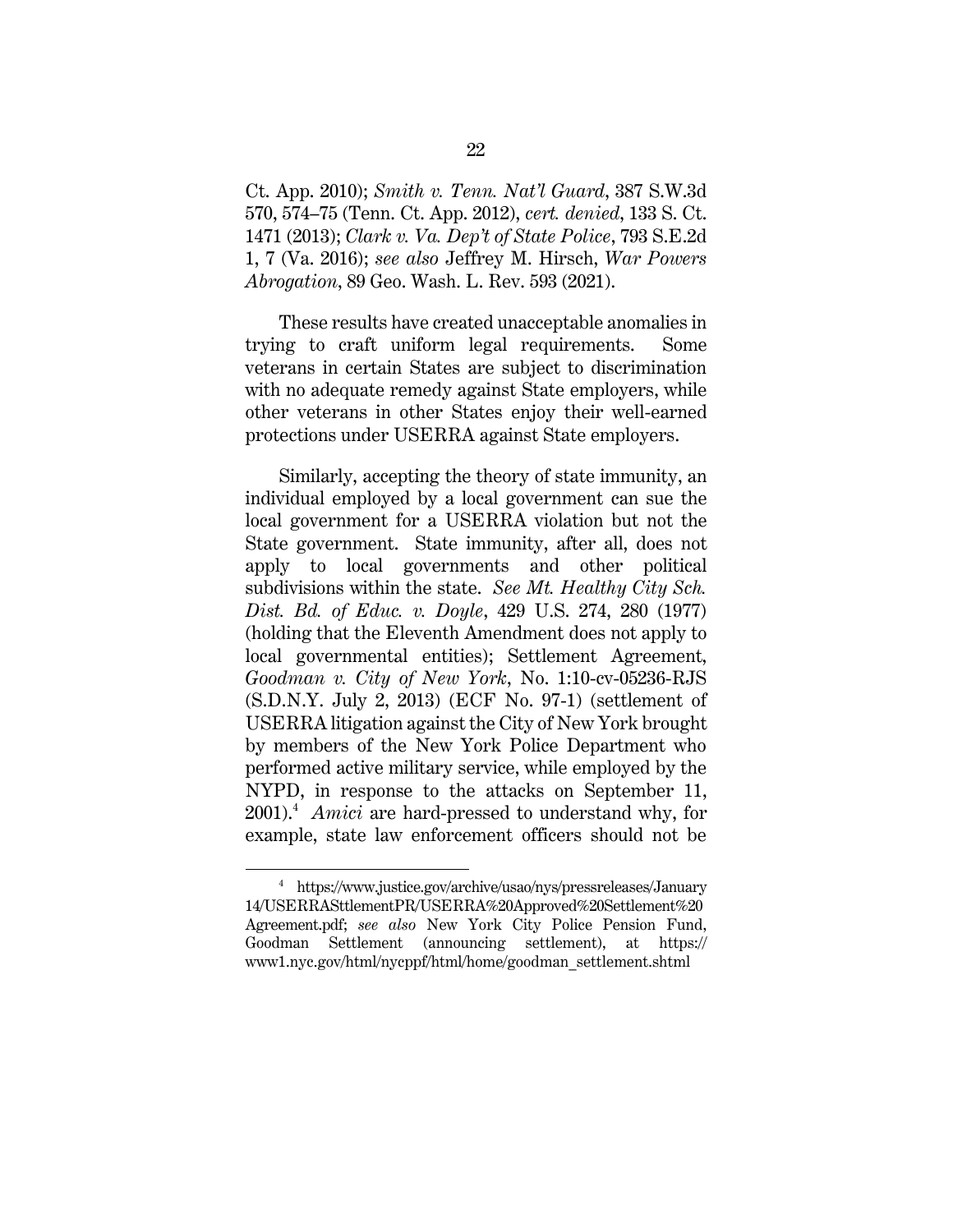Ct. App. 2010); *Smith v. Tenn. Nat'l Guard*, 387 S.W.3d 570, 574–75 (Tenn. Ct. App. 2012), *cert. denied*, 133 S. Ct. 1471 (2013); *Clark v. Va. Dep't of State Police*, 793 S.E.2d 1, 7 (Va. 2016); *see also* Jeffrey M. Hirsch, *War Powers Abrogation*, 89 Geo. Wash. L. Rev. 593 (2021).

These results have created unacceptable anomalies in trying to craft uniform legal requirements. Some veterans in certain States are subject to discrimination with no adequate remedy against State employers, while other veterans in other States enjoy their well-earned protections under USERRA against State employers.

Similarly, accepting the theory of state immunity, an individual employed by a local government can sue the local government for a USERRA violation but not the State government. State immunity, after all, does not apply to local governments and other political subdivisions within the state. *See Mt. Healthy City Sch. Dist. Bd. of Educ. v. Doyle*, 429 U.S. 274, 280 (1977) (holding that the Eleventh Amendment does not apply to local governmental entities); Settlement Agreement, *Goodman v. City of New York*, No. 1:10-cv-05236-RJS (S.D.N.Y. July 2, 2013) (ECF No. 97-1) (settlement of USERRA litigation against the City of New York brought by members of the New York Police Department who performed active military service, while employed by the NYPD, in response to the attacks on September 11, 2001).[4] *Amici* are hard-pressed to understand why, for example, state law enforcement officers should not be

[4] https://www.justice.gov/archive/usao/nys/pressreleases/January14/USERRASttlementPR/USERRA%20Approved%20Settlement%20Agreement.pdf; *see also* New York City Police Pension Fund, Goodman Settlement (announcing settlement), at https://www1.nyc.gov/html/nycppf/html/home/goodman_settlement.shtml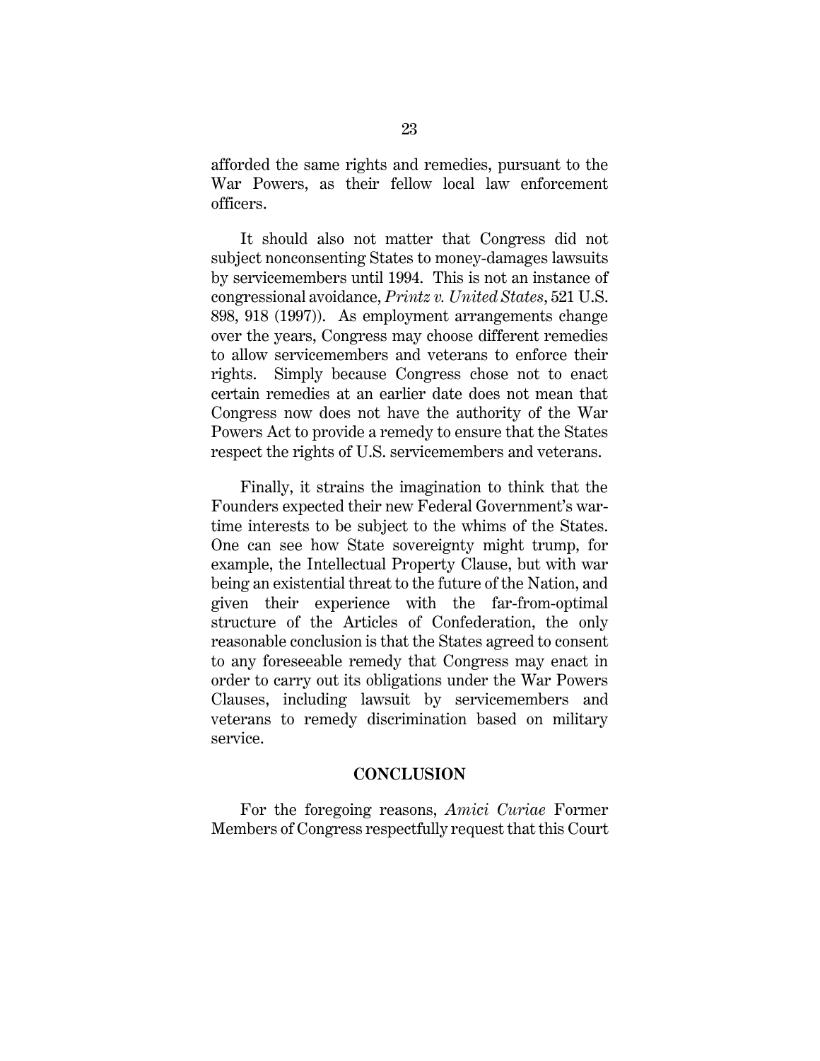afforded the same rights and remedies, pursuant to the War Powers, as their fellow local law enforcement officers.

It should also not matter that Congress did not subject nonconsenting States to money-damages lawsuits by servicemembers until 1994. This is not an instance of congressional avoidance, *Printz v. United States*, 521 U.S. 898, 918 (1997)). As employment arrangements change over the years, Congress may choose different remedies to allow servicemembers and veterans to enforce their rights. Simply because Congress chose not to enact certain remedies at an earlier date does not mean that Congress now does not have the authority of the War Powers Act to provide a remedy to ensure that the States respect the rights of U.S. servicemembers and veterans.

Finally, it strains the imagination to think that the Founders expected their new Federal Government's war-time interests to be subject to the whims of the States. One can see how State sovereignty might trump, for example, the Intellectual Property Clause, but with war being an existential threat to the future of the Nation, and given their experience with the far-from-optimal structure of the Articles of Confederation, the only reasonable conclusion is that the States agreed to consent to any foreseeable remedy that Congress may enact in order to carry out its obligations under the War Powers Clauses, including lawsuit by servicemembers and veterans to remedy discrimination based on military service.

## CONCLUSION

For the foregoing reasons, *Amici Curiae* Former Members of Congress respectfully request that this Court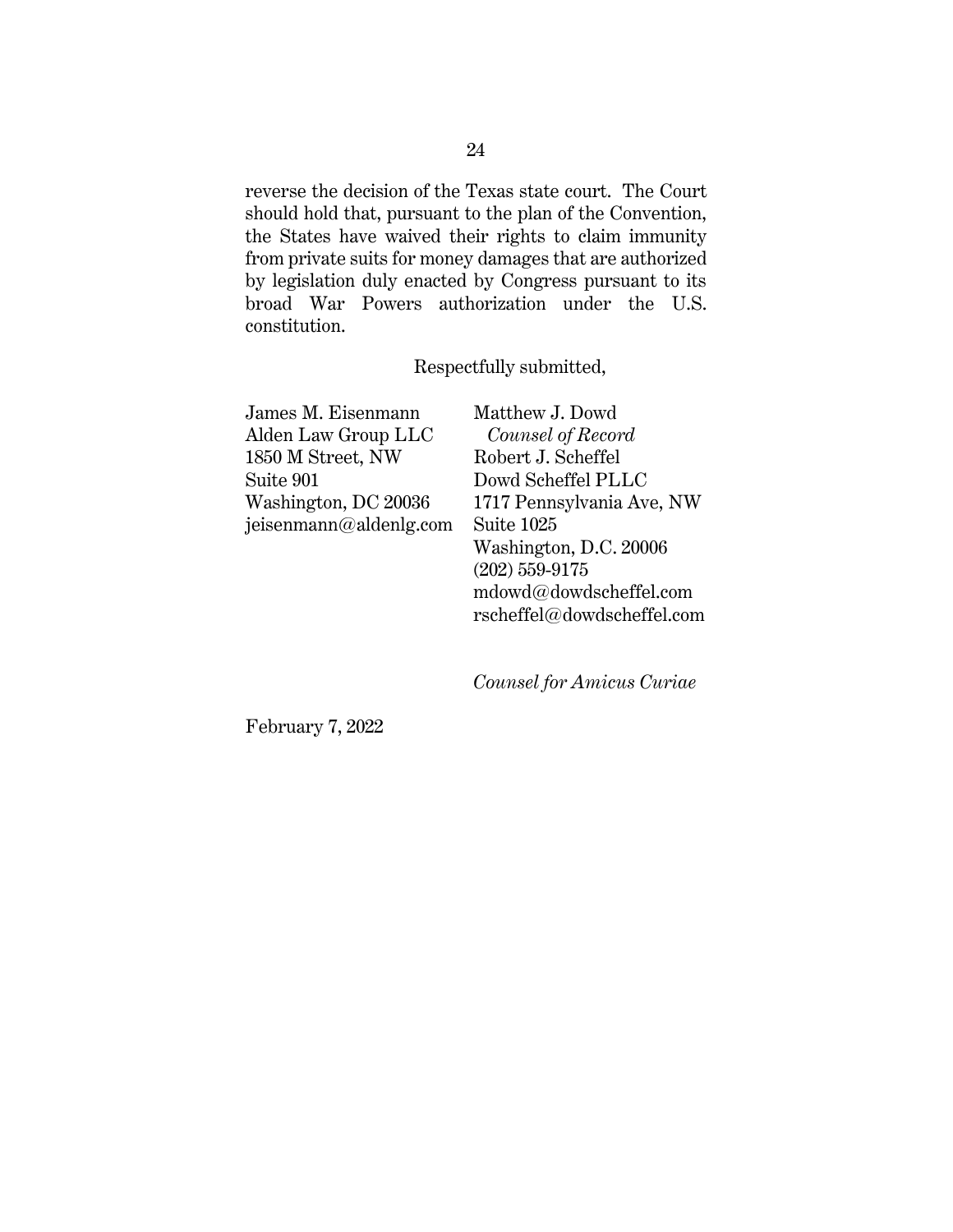reverse the decision of the Texas state court. The Court should hold that, pursuant to the plan of the Convention, the States have waived their rights to claim immunity from private suits for money damages that are authorized by legislation duly enacted by Congress pursuant to its broad War Powers authorization under the U.S. constitution.

Respectfully submitted,

James M. Eisenmann
Alden Law Group LLC
1850 M Street, NW
Suite 901
Washington, DC 20036
jeisenmann@aldenlg.com

Matthew J. Dowd
*Counsel of Record*
Robert J. Scheffel
Dowd Scheffel PLLC
1717 Pennsylvania Ave, NW
Suite 1025
Washington, D.C. 20006
(202) 559-9175
mdowd@dowdscheffel.com
rscheffel@dowdscheffel.com

*Counsel for Amicus Curiae*

February 7, 2022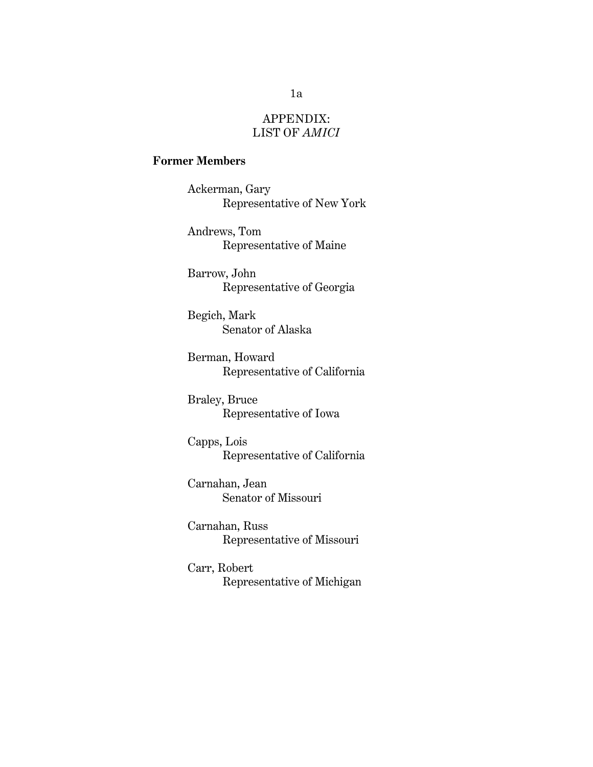APPENDIX:
LIST OF *AMICI*

**Former Members**

Ackerman, Gary
Representative of New York

Andrews, Tom
Representative of Maine

Barrow, John
Representative of Georgia

Begich, Mark
Senator of Alaska

Berman, Howard
Representative of California

Braley, Bruce
Representative of Iowa

Capps, Lois
Representative of California

Carnahan, Jean
Senator of Missouri

Carnahan, Russ
Representative of Missouri

Carr, Robert
Representative of Michigan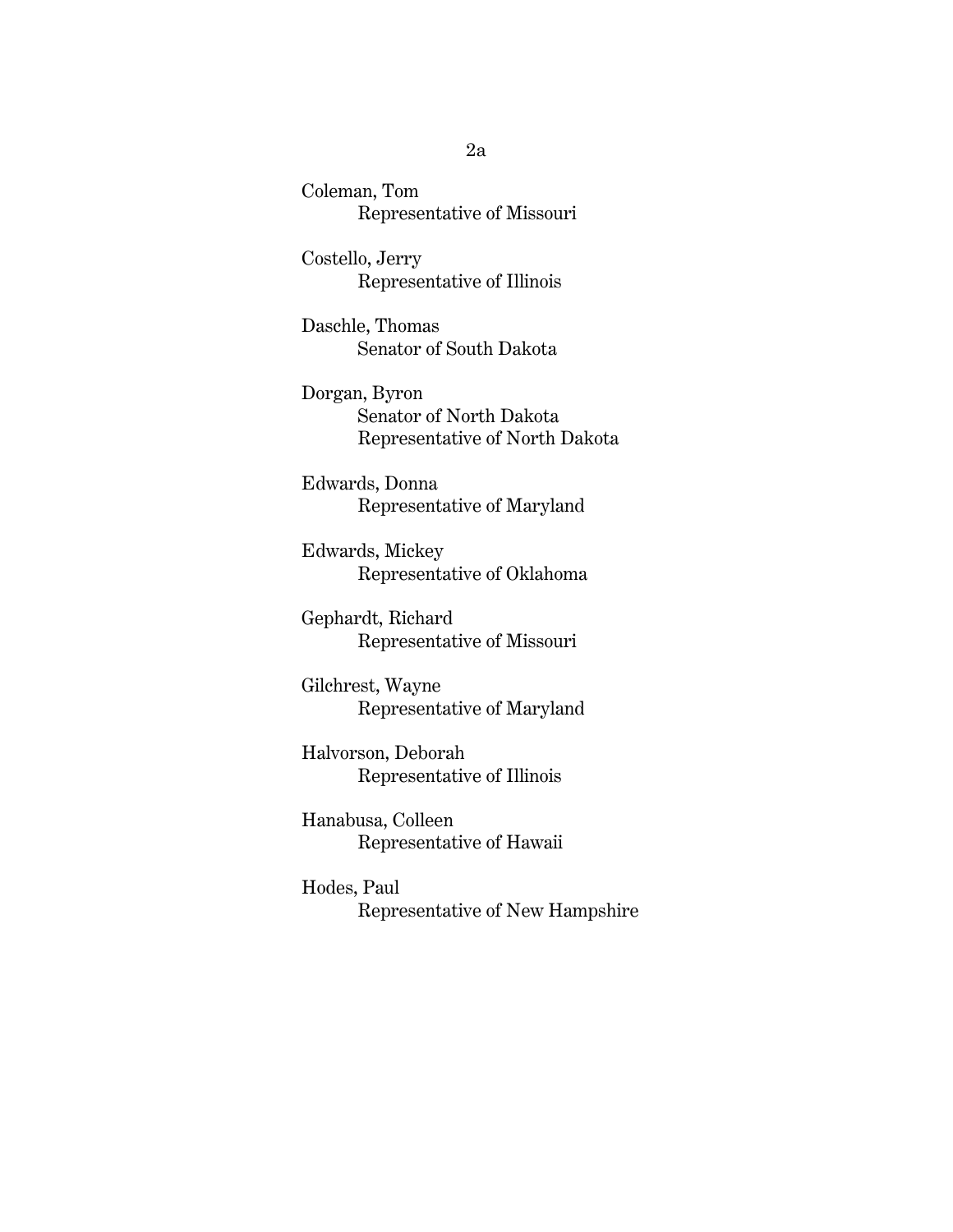Coleman, Tom
Representative of Missouri

Costello, Jerry
Representative of Illinois

Daschle, Thomas
Senator of South Dakota

Dorgan, Byron
Senator of North Dakota
Representative of North Dakota

Edwards, Donna
Representative of Maryland

Edwards, Mickey
Representative of Oklahoma

Gephardt, Richard
Representative of Missouri

Gilchrest, Wayne
Representative of Maryland

Halvorson, Deborah
Representative of Illinois

Hanabusa, Colleen
Representative of Hawaii

Hodes, Paul
Representative of New Hampshire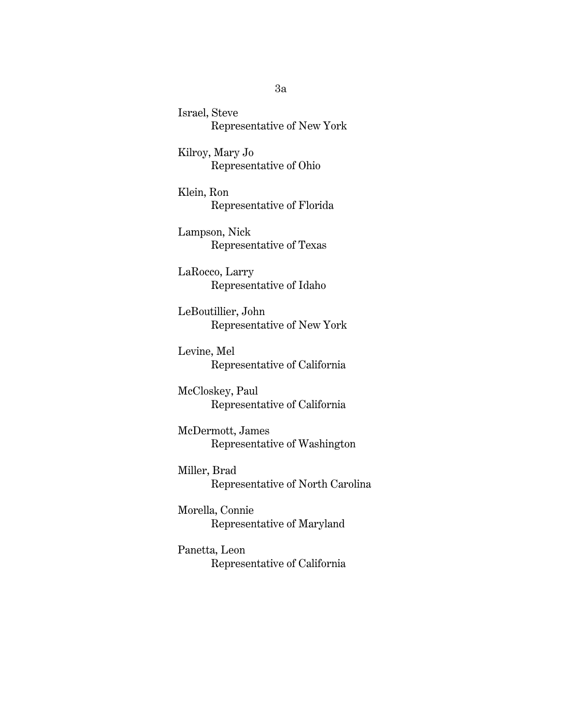Israel, Steve
Representative of New York

Kilroy, Mary Jo
Representative of Ohio

Klein, Ron
Representative of Florida

Lampson, Nick
Representative of Texas

LaRocco, Larry
Representative of Idaho

LeBoutillier, John
Representative of New York

Levine, Mel
Representative of California

McCloskey, Paul
Representative of California

McDermott, James
Representative of Washington

Miller, Brad
Representative of North Carolina

Morella, Connie
Representative of Maryland

Panetta, Leon
Representative of California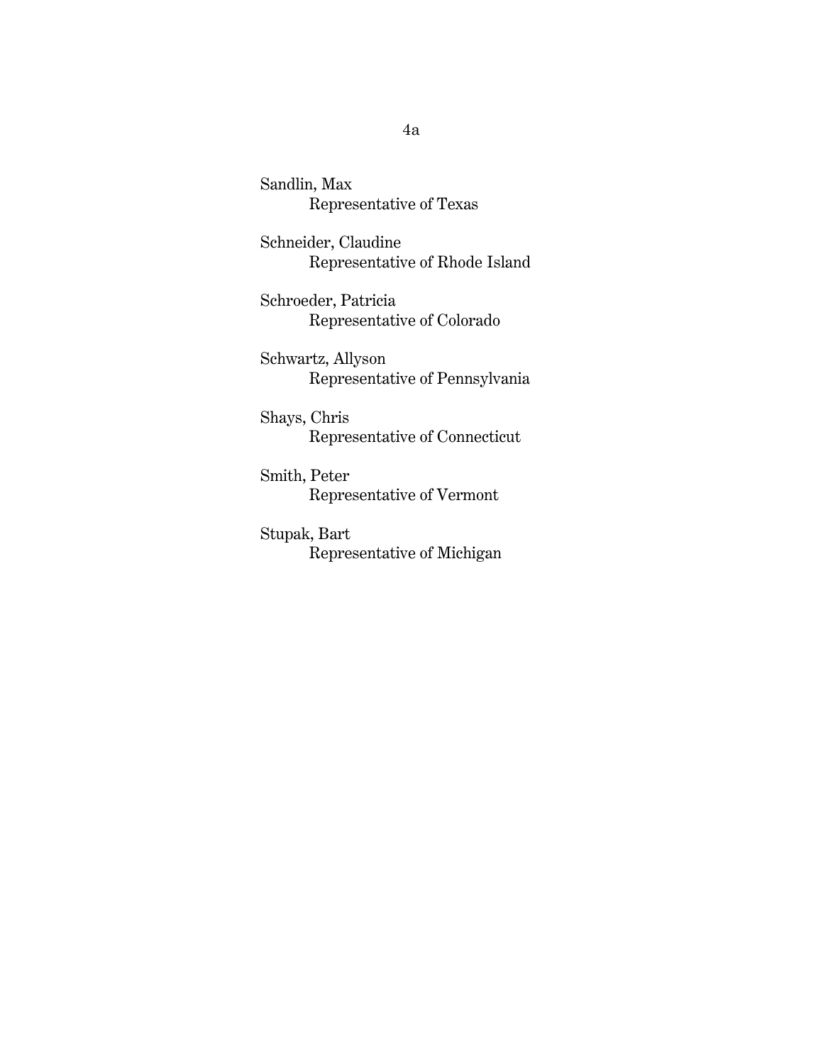Sandlin, Max
Representative of Texas

Schneider, Claudine
Representative of Rhode Island

Schroeder, Patricia
Representative of Colorado

Schwartz, Allyson
Representative of Pennsylvania

Shays, Chris
Representative of Connecticut

Smith, Peter
Representative of Vermont

Stupak, Bart
Representative of Michigan